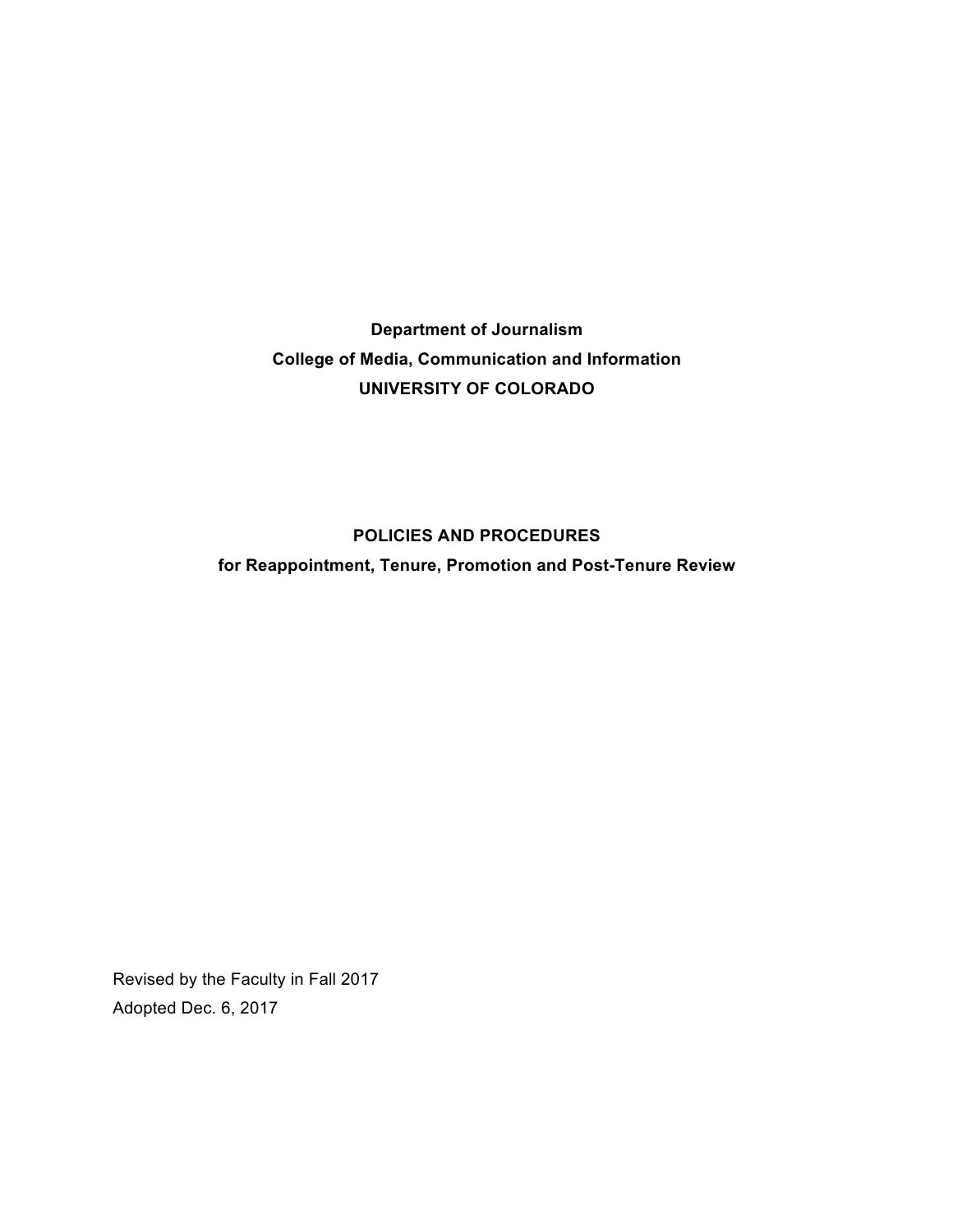**Department of Journalism**

**College of Media, Communication and Information**

**UNIVERSITY OF COLORADO**

# POLICIES AND PROCEDURES

**for Reappointment, Tenure, Promotion and Post-Tenure Review**

Revised by the Faculty in Fall 2017

Adopted Dec. 6, 2017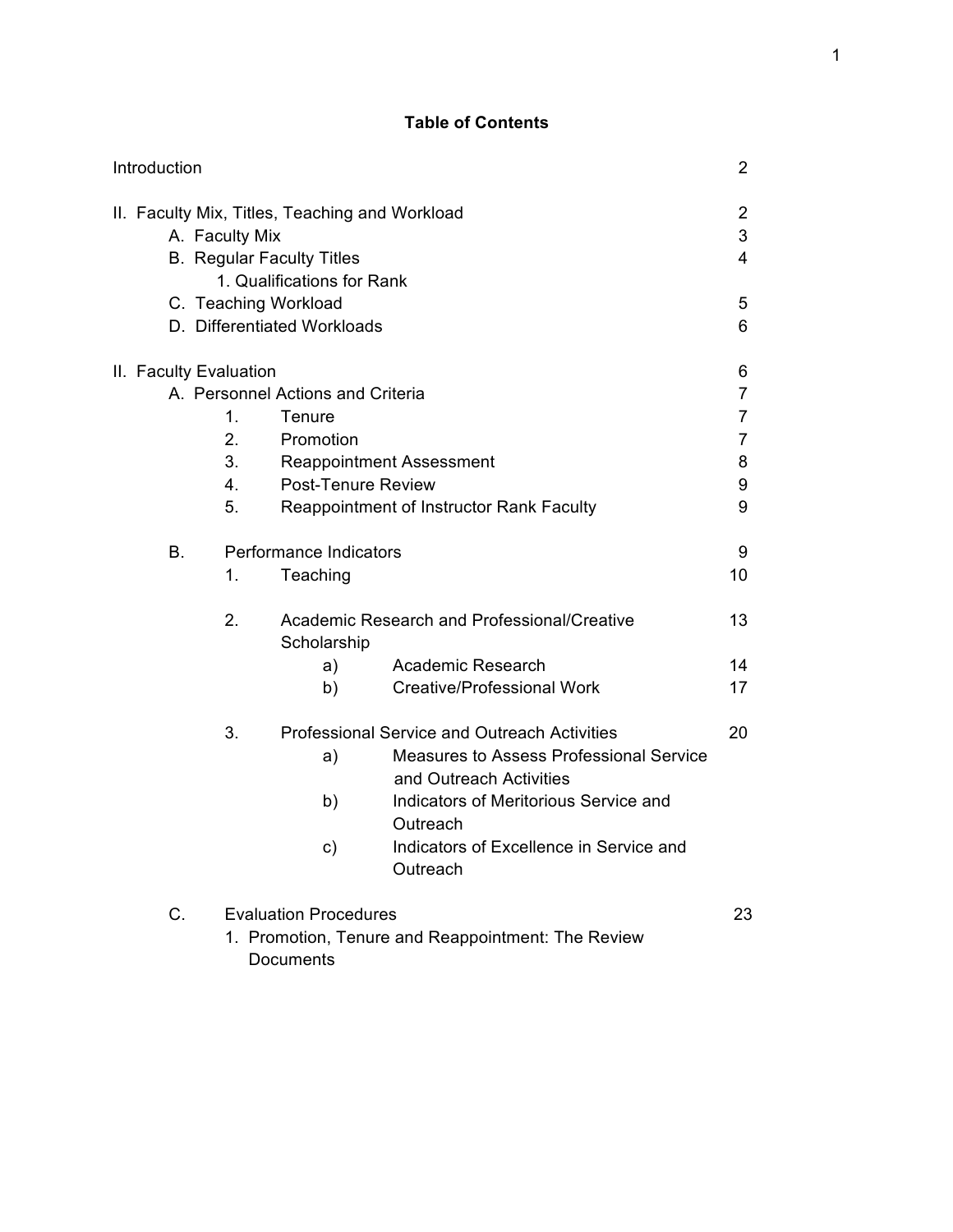## Table of Contents

| | |
|---|---|
| Introduction | 2 |
| II. Faculty Mix, Titles, Teaching and Workload | 2 |
| A. Faculty Mix | 3 |
| B. Regular Faculty Titles | 4 |
| 1. Qualifications for Rank | |
| C. Teaching Workload | 5 |
| D. Differentiated Workloads | 6 |
| II. Faculty Evaluation | 6 |
| A. Personnel Actions and Criteria | 7 |
| 1. Tenure | 7 |
| 2. Promotion | 7 |
| 3. Reappointment Assessment | 8 |
| 4. Post-Tenure Review | 9 |
| 5. Reappointment of Instructor Rank Faculty | 9 |
| B. Performance Indicators | 9 |
| 1. Teaching | 10 |
| 2. Academic Research and Professional/Creative Scholarship | 13 |
| a) Academic Research | 14 |
| b) Creative/Professional Work | 17 |
| 3. Professional Service and Outreach Activities | 20 |
| a) Measures to Assess Professional Service and Outreach Activities | |
| b) Indicators of Meritorious Service and Outreach | |
| c) Indicators of Excellence in Service and Outreach | |
| C. Evaluation Procedures | 23 |
| 1. Promotion, Tenure and Reappointment: The Review Documents | |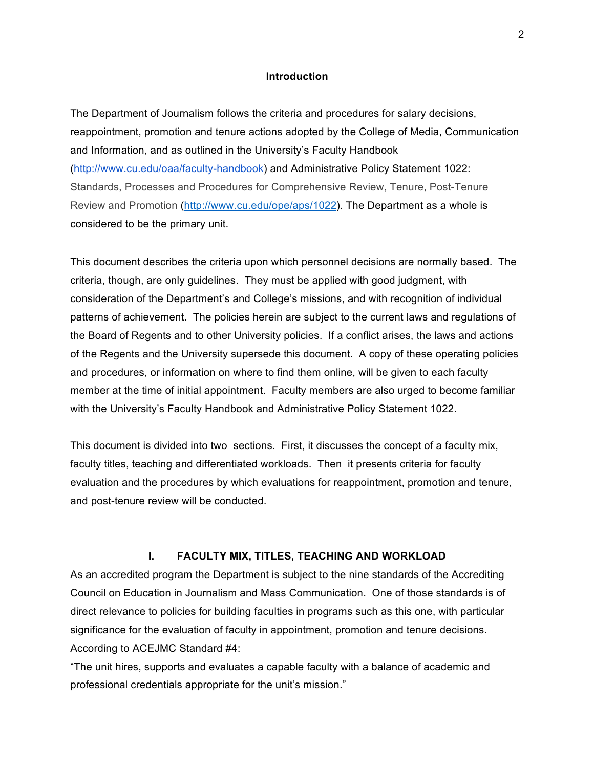## Introduction

The Department of Journalism follows the criteria and procedures for salary decisions, reappointment, promotion and tenure actions adopted by the College of Media, Communication and Information, and as outlined in the University's Faculty Handbook (http://www.cu.edu/oaa/faculty-handbook) and Administrative Policy Statement 1022: Standards, Processes and Procedures for Comprehensive Review, Tenure, Post-Tenure Review and Promotion (http://www.cu.edu/ope/aps/1022). The Department as a whole is considered to be the primary unit.

This document describes the criteria upon which personnel decisions are normally based. The criteria, though, are only guidelines. They must be applied with good judgment, with consideration of the Department's and College's missions, and with recognition of individual patterns of achievement. The policies herein are subject to the current laws and regulations of the Board of Regents and to other University policies. If a conflict arises, the laws and actions of the Regents and the University supersede this document. A copy of these operating policies and procedures, or information on where to find them online, will be given to each faculty member at the time of initial appointment. Faculty members are also urged to become familiar with the University's Faculty Handbook and Administrative Policy Statement 1022.

This document is divided into two sections. First, it discusses the concept of a faculty mix, faculty titles, teaching and differentiated workloads. Then it presents criteria for faculty evaluation and the procedures by which evaluations for reappointment, promotion and tenure, and post-tenure review will be conducted.

## I. FACULTY MIX, TITLES, TEACHING AND WORKLOAD

As an accredited program the Department is subject to the nine standards of the Accrediting Council on Education in Journalism and Mass Communication. One of those standards is of direct relevance to policies for building faculties in programs such as this one, with particular significance for the evaluation of faculty in appointment, promotion and tenure decisions. According to ACEJMC Standard #4:

"The unit hires, supports and evaluates a capable faculty with a balance of academic and professional credentials appropriate for the unit's mission."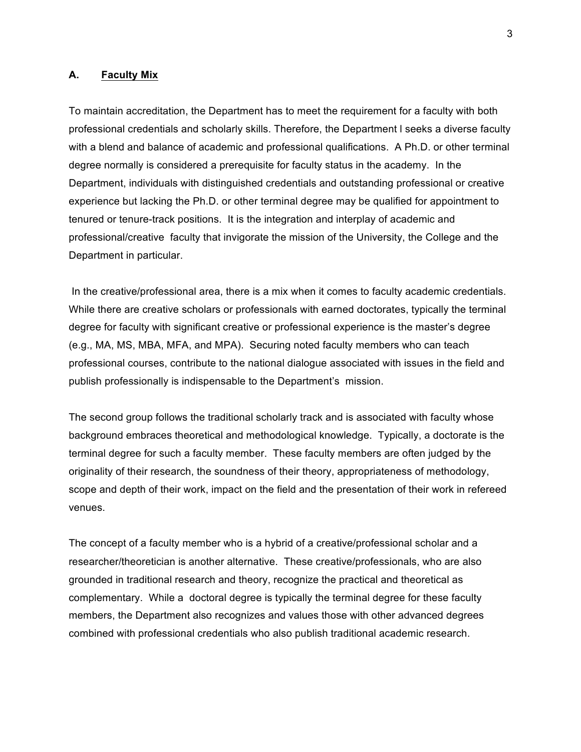## A. Faculty Mix

To maintain accreditation, the Department has to meet the requirement for a faculty with both professional credentials and scholarly skills. Therefore, the Department l seeks a diverse faculty with a blend and balance of academic and professional qualifications. A Ph.D. or other terminal degree normally is considered a prerequisite for faculty status in the academy. In the Department, individuals with distinguished credentials and outstanding professional or creative experience but lacking the Ph.D. or other terminal degree may be qualified for appointment to tenured or tenure-track positions. It is the integration and interplay of academic and professional/creative faculty that invigorate the mission of the University, the College and the Department in particular.

In the creative/professional area, there is a mix when it comes to faculty academic credentials. While there are creative scholars or professionals with earned doctorates, typically the terminal degree for faculty with significant creative or professional experience is the master's degree (e.g., MA, MS, MBA, MFA, and MPA). Securing noted faculty members who can teach professional courses, contribute to the national dialogue associated with issues in the field and publish professionally is indispensable to the Department's mission.

The second group follows the traditional scholarly track and is associated with faculty whose background embraces theoretical and methodological knowledge. Typically, a doctorate is the terminal degree for such a faculty member. These faculty members are often judged by the originality of their research, the soundness of their theory, appropriateness of methodology, scope and depth of their work, impact on the field and the presentation of their work in refereed venues.

The concept of a faculty member who is a hybrid of a creative/professional scholar and a researcher/theoretician is another alternative. These creative/professionals, who are also grounded in traditional research and theory, recognize the practical and theoretical as complementary. While a doctoral degree is typically the terminal degree for these faculty members, the Department also recognizes and values those with other advanced degrees combined with professional credentials who also publish traditional academic research.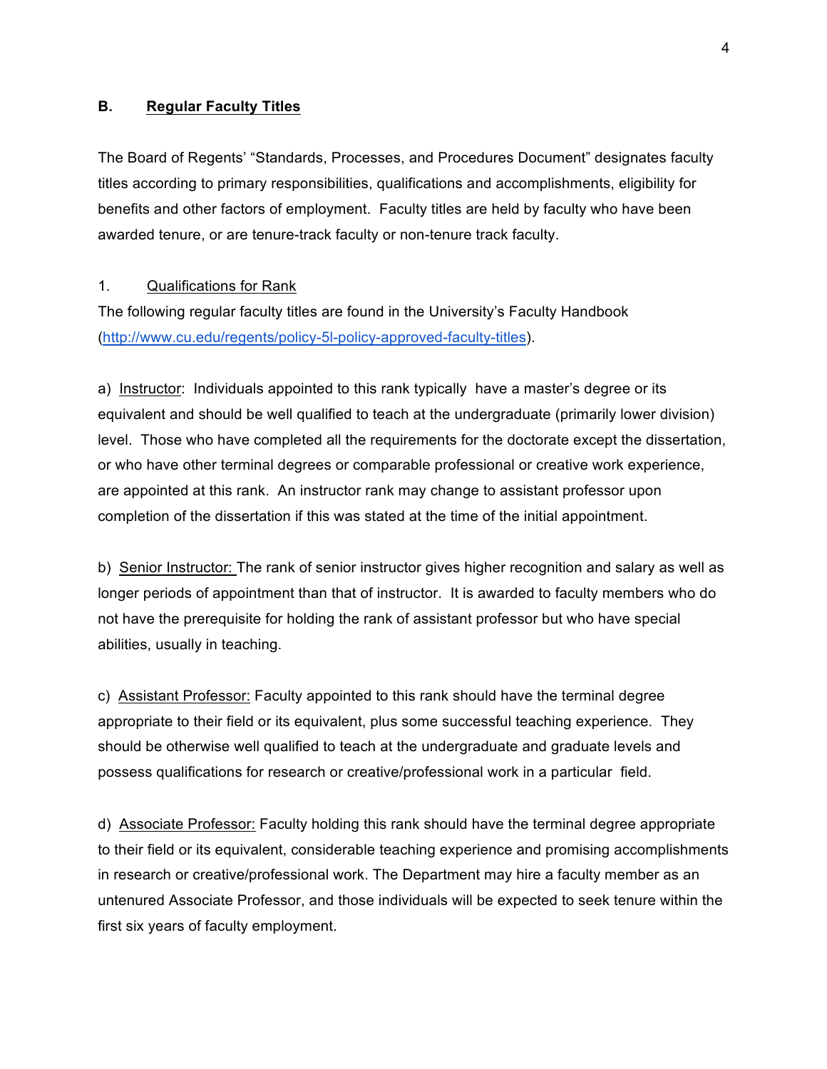## B. Regular Faculty Titles

The Board of Regents' "Standards, Processes, and Procedures Document" designates faculty titles according to primary responsibilities, qualifications and accomplishments, eligibility for benefits and other factors of employment. Faculty titles are held by faculty who have been awarded tenure, or are tenure-track faculty or non-tenure track faculty.

### 1. Qualifications for Rank

The following regular faculty titles are found in the University's Faculty Handbook (http://www.cu.edu/regents/policy-5l-policy-approved-faculty-titles).

a) Instructor: Individuals appointed to this rank typically have a master's degree or its equivalent and should be well qualified to teach at the undergraduate (primarily lower division) level. Those who have completed all the requirements for the doctorate except the dissertation, or who have other terminal degrees or comparable professional or creative work experience, are appointed at this rank. An instructor rank may change to assistant professor upon completion of the dissertation if this was stated at the time of the initial appointment.

b) Senior Instructor: The rank of senior instructor gives higher recognition and salary as well as longer periods of appointment than that of instructor. It is awarded to faculty members who do not have the prerequisite for holding the rank of assistant professor but who have special abilities, usually in teaching.

c) Assistant Professor: Faculty appointed to this rank should have the terminal degree appropriate to their field or its equivalent, plus some successful teaching experience. They should be otherwise well qualified to teach at the undergraduate and graduate levels and possess qualifications for research or creative/professional work in a particular field.

d) Associate Professor: Faculty holding this rank should have the terminal degree appropriate to their field or its equivalent, considerable teaching experience and promising accomplishments in research or creative/professional work. The Department may hire a faculty member as an untenured Associate Professor, and those individuals will be expected to seek tenure within the first six years of faculty employment.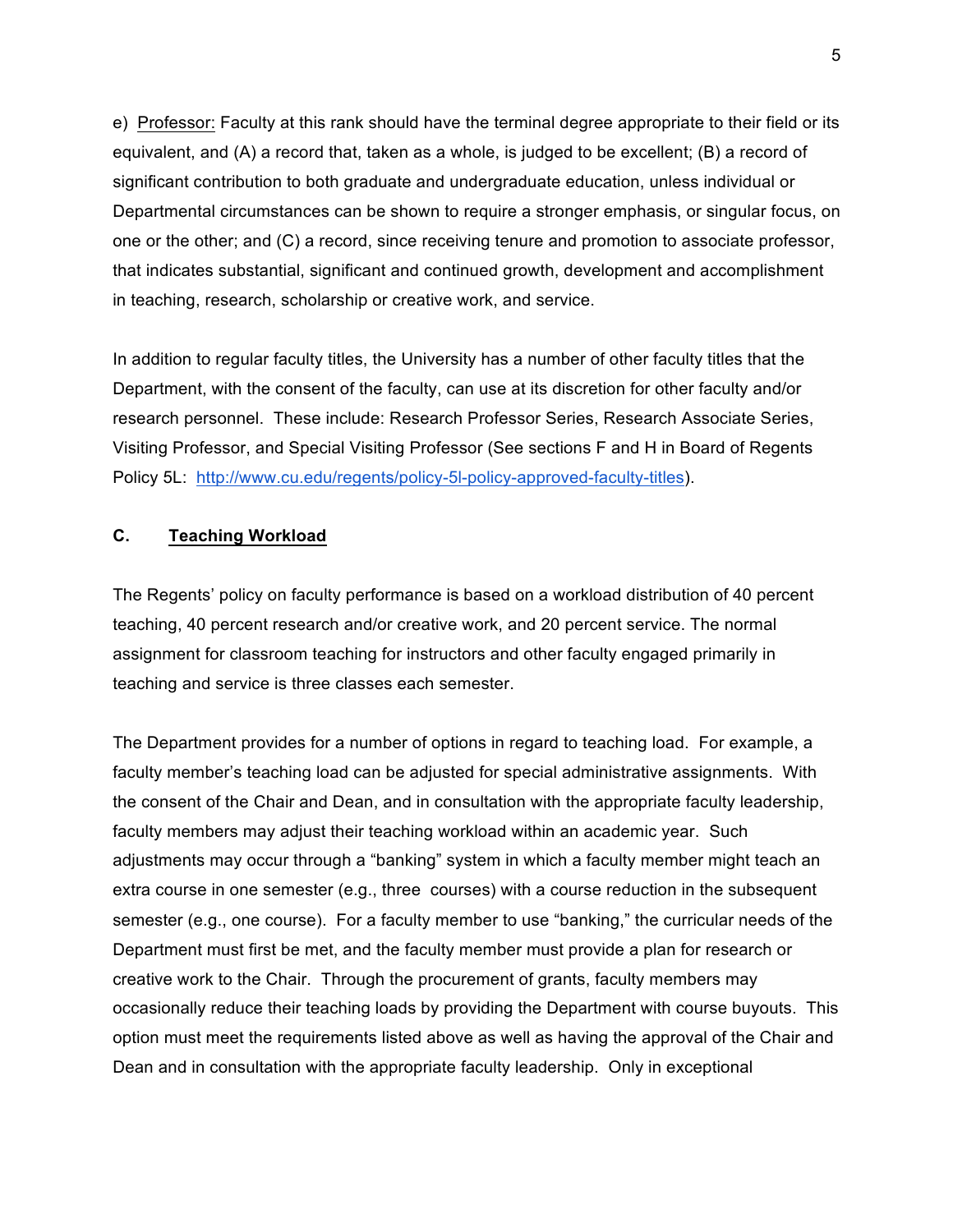e) Professor: Faculty at this rank should have the terminal degree appropriate to their field or its equivalent, and (A) a record that, taken as a whole, is judged to be excellent; (B) a record of significant contribution to both graduate and undergraduate education, unless individual or Departmental circumstances can be shown to require a stronger emphasis, or singular focus, on one or the other; and (C) a record, since receiving tenure and promotion to associate professor, that indicates substantial, significant and continued growth, development and accomplishment in teaching, research, scholarship or creative work, and service.

In addition to regular faculty titles, the University has a number of other faculty titles that the Department, with the consent of the faculty, can use at its discretion for other faculty and/or research personnel. These include: Research Professor Series, Research Associate Series, Visiting Professor, and Special Visiting Professor (See sections F and H in Board of Regents Policy 5L: http://www.cu.edu/regents/policy-5l-policy-approved-faculty-titles).

## C. Teaching Workload

The Regents' policy on faculty performance is based on a workload distribution of 40 percent teaching, 40 percent research and/or creative work, and 20 percent service. The normal assignment for classroom teaching for instructors and other faculty engaged primarily in teaching and service is three classes each semester.

The Department provides for a number of options in regard to teaching load. For example, a faculty member's teaching load can be adjusted for special administrative assignments. With the consent of the Chair and Dean, and in consultation with the appropriate faculty leadership, faculty members may adjust their teaching workload within an academic year. Such adjustments may occur through a "banking" system in which a faculty member might teach an extra course in one semester (e.g., three courses) with a course reduction in the subsequent semester (e.g., one course). For a faculty member to use "banking," the curricular needs of the Department must first be met, and the faculty member must provide a plan for research or creative work to the Chair. Through the procurement of grants, faculty members may occasionally reduce their teaching loads by providing the Department with course buyouts. This option must meet the requirements listed above as well as having the approval of the Chair and Dean and in consultation with the appropriate faculty leadership. Only in exceptional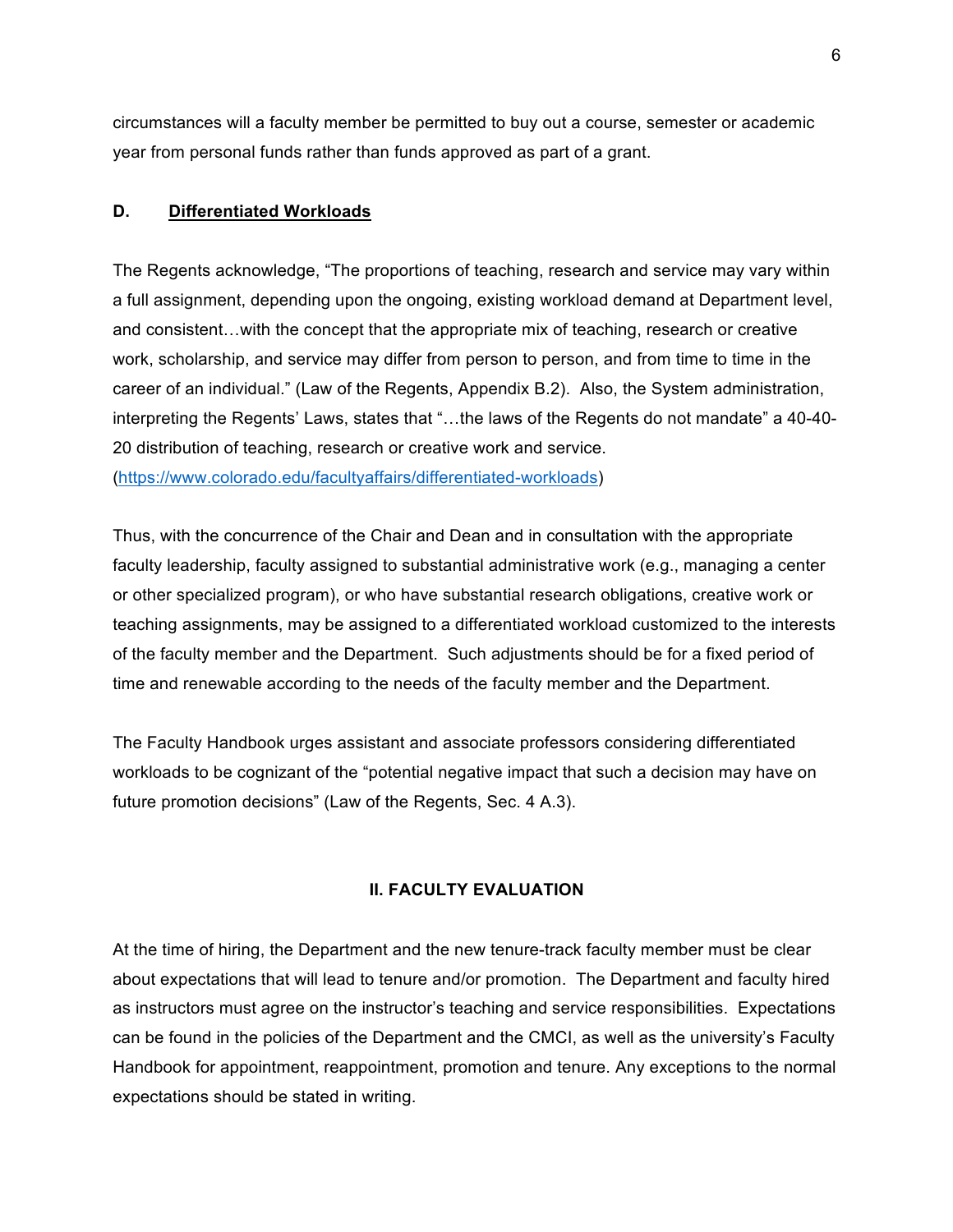circumstances will a faculty member be permitted to buy out a course, semester or academic year from personal funds rather than funds approved as part of a grant.

### D. <u>Differentiated Workloads</u>

The Regents acknowledge, "The proportions of teaching, research and service may vary within a full assignment, depending upon the ongoing, existing workload demand at Department level, and consistent…with the concept that the appropriate mix of teaching, research or creative work, scholarship, and service may differ from person to person, and from time to time in the career of an individual." (Law of the Regents, Appendix B.2). Also, the System administration, interpreting the Regents' Laws, states that "…the laws of the Regents do not mandate" a 40-40-20 distribution of teaching, research or creative work and service. (https://www.colorado.edu/facultyaffairs/differentiated-workloads)

Thus, with the concurrence of the Chair and Dean and in consultation with the appropriate faculty leadership, faculty assigned to substantial administrative work (e.g., managing a center or other specialized program), or who have substantial research obligations, creative work or teaching assignments, may be assigned to a differentiated workload customized to the interests of the faculty member and the Department. Such adjustments should be for a fixed period of time and renewable according to the needs of the faculty member and the Department.

The Faculty Handbook urges assistant and associate professors considering differentiated workloads to be cognizant of the "potential negative impact that such a decision may have on future promotion decisions" (Law of the Regents, Sec. 4 A.3).

## II. FACULTY EVALUATION

At the time of hiring, the Department and the new tenure-track faculty member must be clear about expectations that will lead to tenure and/or promotion. The Department and faculty hired as instructors must agree on the instructor's teaching and service responsibilities. Expectations can be found in the policies of the Department and the CMCI, as well as the university's Faculty Handbook for appointment, reappointment, promotion and tenure. Any exceptions to the normal expectations should be stated in writing.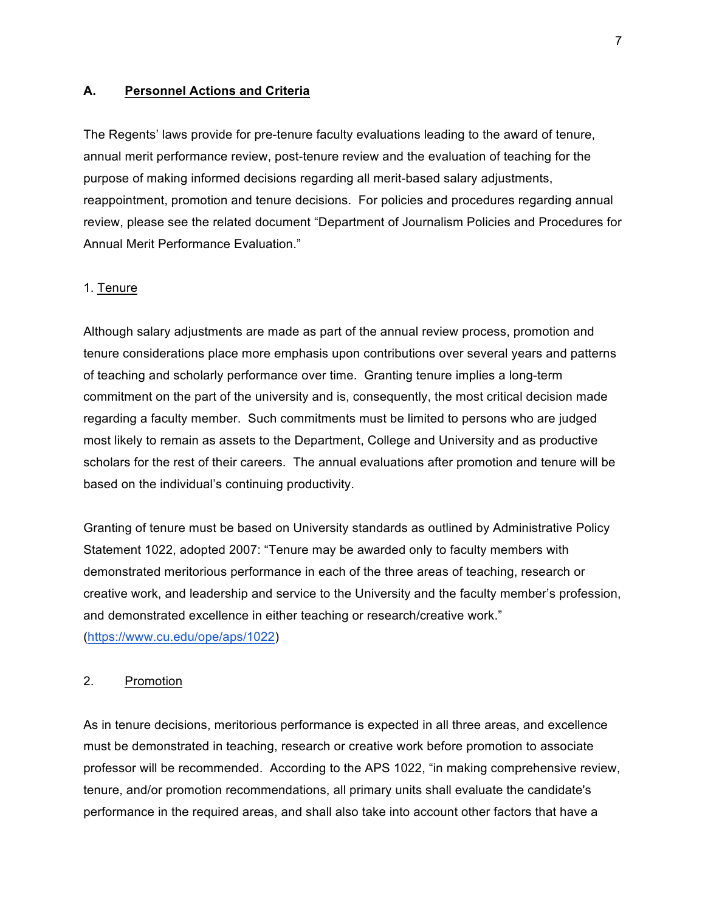## A. Personnel Actions and Criteria

The Regents' laws provide for pre-tenure faculty evaluations leading to the award of tenure, annual merit performance review, post-tenure review and the evaluation of teaching for the purpose of making informed decisions regarding all merit-based salary adjustments, reappointment, promotion and tenure decisions. For policies and procedures regarding annual review, please see the related document "Department of Journalism Policies and Procedures for Annual Merit Performance Evaluation."

### 1. Tenure

Although salary adjustments are made as part of the annual review process, promotion and tenure considerations place more emphasis upon contributions over several years and patterns of teaching and scholarly performance over time. Granting tenure implies a long-term commitment on the part of the university and is, consequently, the most critical decision made regarding a faculty member. Such commitments must be limited to persons who are judged most likely to remain as assets to the Department, College and University and as productive scholars for the rest of their careers. The annual evaluations after promotion and tenure will be based on the individual's continuing productivity.

Granting of tenure must be based on University standards as outlined by Administrative Policy Statement 1022, adopted 2007: "Tenure may be awarded only to faculty members with demonstrated meritorious performance in each of the three areas of teaching, research or creative work, and leadership and service to the University and the faculty member's profession, and demonstrated excellence in either teaching or research/creative work." (https://www.cu.edu/ope/aps/1022)

### 2. Promotion

As in tenure decisions, meritorious performance is expected in all three areas, and excellence must be demonstrated in teaching, research or creative work before promotion to associate professor will be recommended. According to the APS 1022, "in making comprehensive review, tenure, and/or promotion recommendations, all primary units shall evaluate the candidate's performance in the required areas, and shall also take into account other factors that have a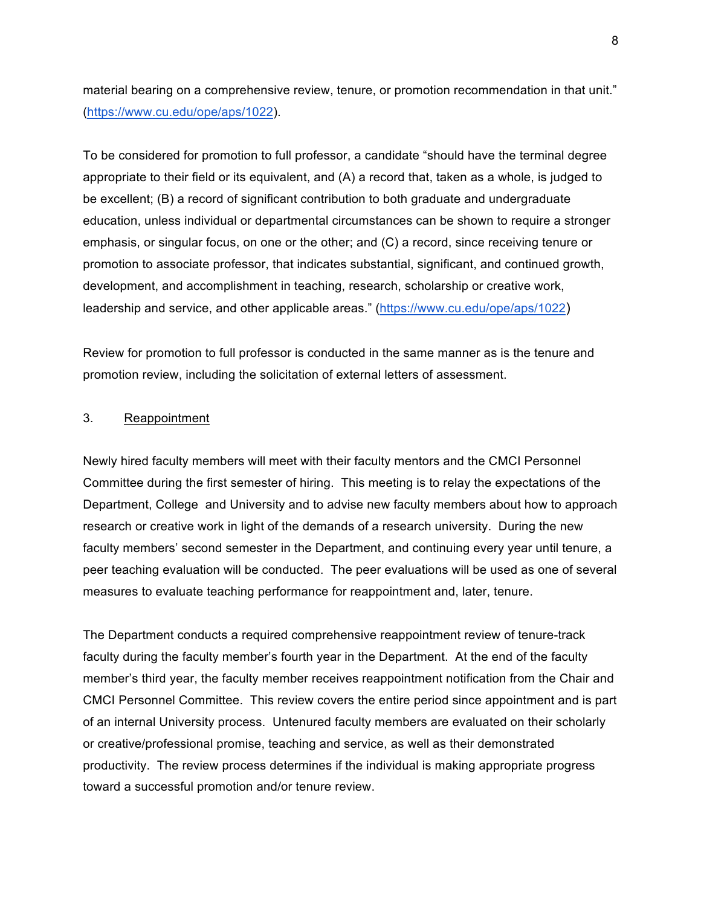material bearing on a comprehensive review, tenure, or promotion recommendation in that unit." (https://www.cu.edu/ope/aps/1022).

To be considered for promotion to full professor, a candidate "should have the terminal degree appropriate to their field or its equivalent, and (A) a record that, taken as a whole, is judged to be excellent; (B) a record of significant contribution to both graduate and undergraduate education, unless individual or departmental circumstances can be shown to require a stronger emphasis, or singular focus, on one or the other; and (C) a record, since receiving tenure or promotion to associate professor, that indicates substantial, significant, and continued growth, development, and accomplishment in teaching, research, scholarship or creative work, leadership and service, and other applicable areas." (https://www.cu.edu/ope/aps/1022)

Review for promotion to full professor is conducted in the same manner as is the tenure and promotion review, including the solicitation of external letters of assessment.

3. <u>Reappointment</u>

Newly hired faculty members will meet with their faculty mentors and the CMCI Personnel Committee during the first semester of hiring. This meeting is to relay the expectations of the Department, College and University and to advise new faculty members about how to approach research or creative work in light of the demands of a research university. During the new faculty members' second semester in the Department, and continuing every year until tenure, a peer teaching evaluation will be conducted. The peer evaluations will be used as one of several measures to evaluate teaching performance for reappointment and, later, tenure.

The Department conducts a required comprehensive reappointment review of tenure-track faculty during the faculty member's fourth year in the Department. At the end of the faculty member's third year, the faculty member receives reappointment notification from the Chair and CMCI Personnel Committee. This review covers the entire period since appointment and is part of an internal University process. Untenured faculty members are evaluated on their scholarly or creative/professional promise, teaching and service, as well as their demonstrated productivity. The review process determines if the individual is making appropriate progress toward a successful promotion and/or tenure review.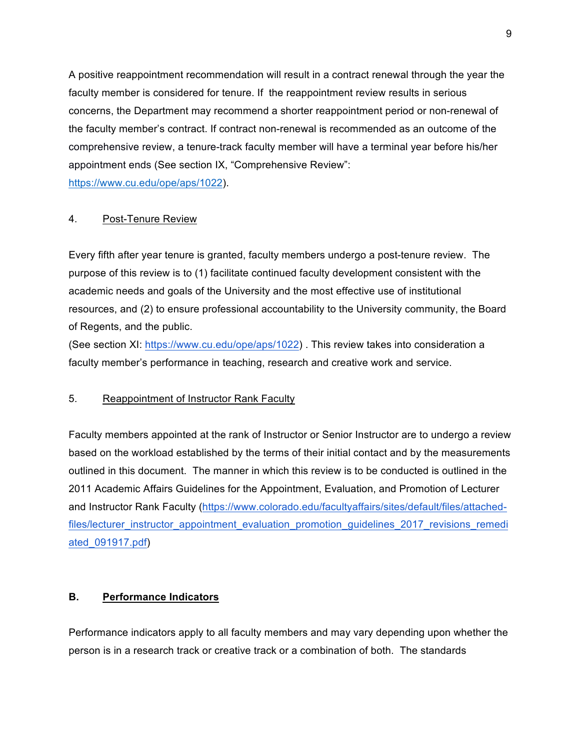A positive reappointment recommendation will result in a contract renewal through the year the faculty member is considered for tenure. If the reappointment review results in serious concerns, the Department may recommend a shorter reappointment period or non-renewal of the faculty member's contract. If contract non-renewal is recommended as an outcome of the comprehensive review, a tenure-track faculty member will have a terminal year before his/her appointment ends (See section IX, "Comprehensive Review": https://www.cu.edu/ope/aps/1022).

4. Post-Tenure Review

Every fifth after year tenure is granted, faculty members undergo a post-tenure review. The purpose of this review is to (1) facilitate continued faculty development consistent with the academic needs and goals of the University and the most effective use of institutional resources, and (2) to ensure professional accountability to the University community, the Board of Regents, and the public.
(See section XI: https://www.cu.edu/ope/aps/1022) . This review takes into consideration a faculty member's performance in teaching, research and creative work and service.

5. Reappointment of Instructor Rank Faculty

Faculty members appointed at the rank of Instructor or Senior Instructor are to undergo a review based on the workload established by the terms of their initial contact and by the measurements outlined in this document. The manner in which this review is to be conducted is outlined in the 2011 Academic Affairs Guidelines for the Appointment, Evaluation, and Promotion of Lecturer and Instructor Rank Faculty (https://www.colorado.edu/facultyaffairs/sites/default/files/attached-files/lecturer_instructor_appointment_evaluation_promotion_guidelines_2017_revisions_remediated_091917.pdf)

## B. Performance Indicators

Performance indicators apply to all faculty members and may vary depending upon whether the person is in a research track or creative track or a combination of both. The standards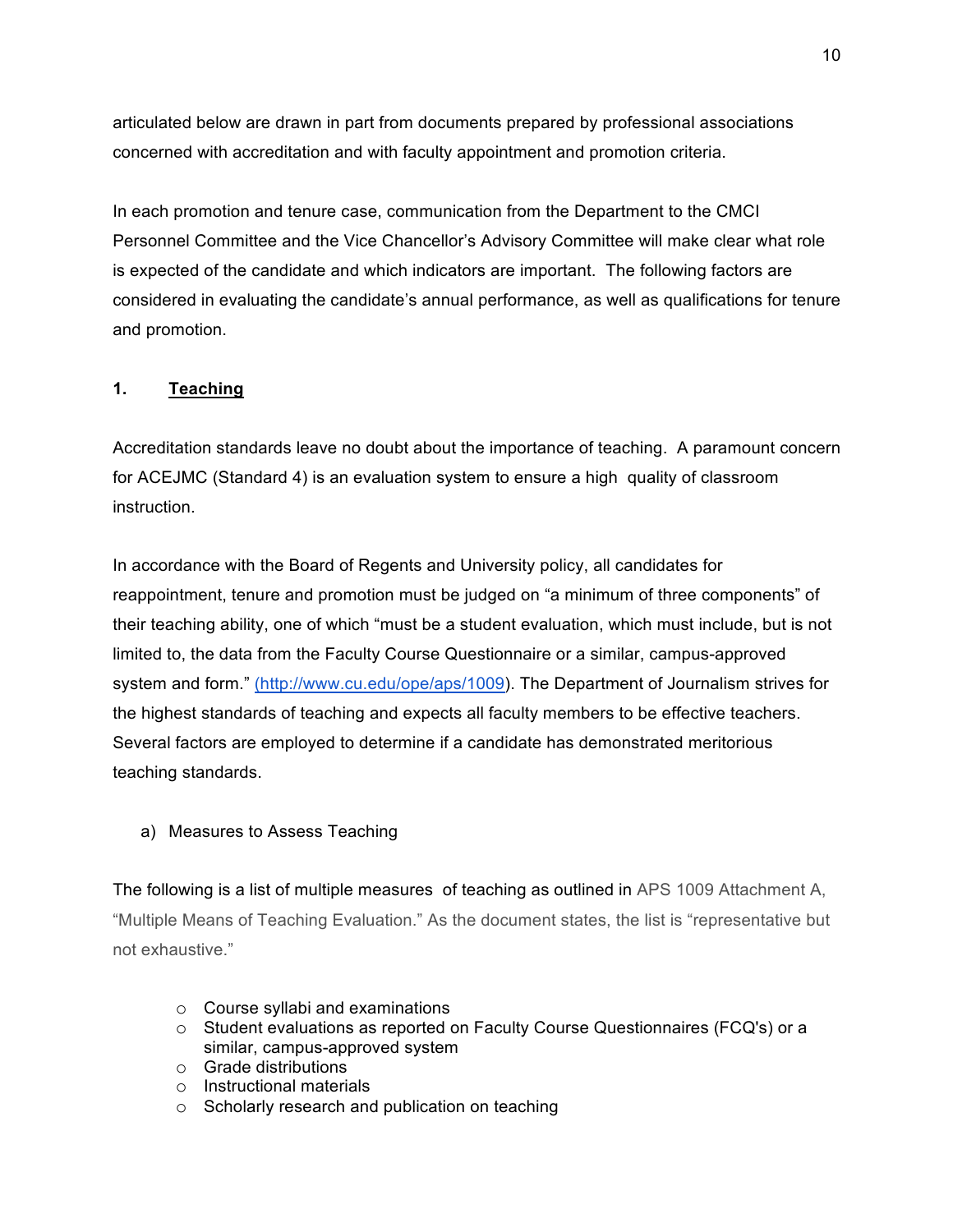articulated below are drawn in part from documents prepared by professional associations concerned with accreditation and with faculty appointment and promotion criteria.

In each promotion and tenure case, communication from the Department to the CMCI Personnel Committee and the Vice Chancellor's Advisory Committee will make clear what role is expected of the candidate and which indicators are important. The following factors are considered in evaluating the candidate's annual performance, as well as qualifications for tenure and promotion.

## 1. Teaching

Accreditation standards leave no doubt about the importance of teaching. A paramount concern for ACEJMC (Standard 4) is an evaluation system to ensure a high quality of classroom instruction.

In accordance with the Board of Regents and University policy, all candidates for reappointment, tenure and promotion must be judged on "a minimum of three components" of their teaching ability, one of which "must be a student evaluation, which must include, but is not limited to, the data from the Faculty Course Questionnaire or a similar, campus-approved system and form." (http://www.cu.edu/ope/aps/1009). The Department of Journalism strives for the highest standards of teaching and expects all faculty members to be effective teachers. Several factors are employed to determine if a candidate has demonstrated meritorious teaching standards.

### a) Measures to Assess Teaching

The following is a list of multiple measures of teaching as outlined in APS 1009 Attachment A, "Multiple Means of Teaching Evaluation." As the document states, the list is "representative but not exhaustive."

- Course syllabi and examinations
- Student evaluations as reported on Faculty Course Questionnaires (FCQ's) or a similar, campus-approved system
- Grade distributions
- Instructional materials
- Scholarly research and publication on teaching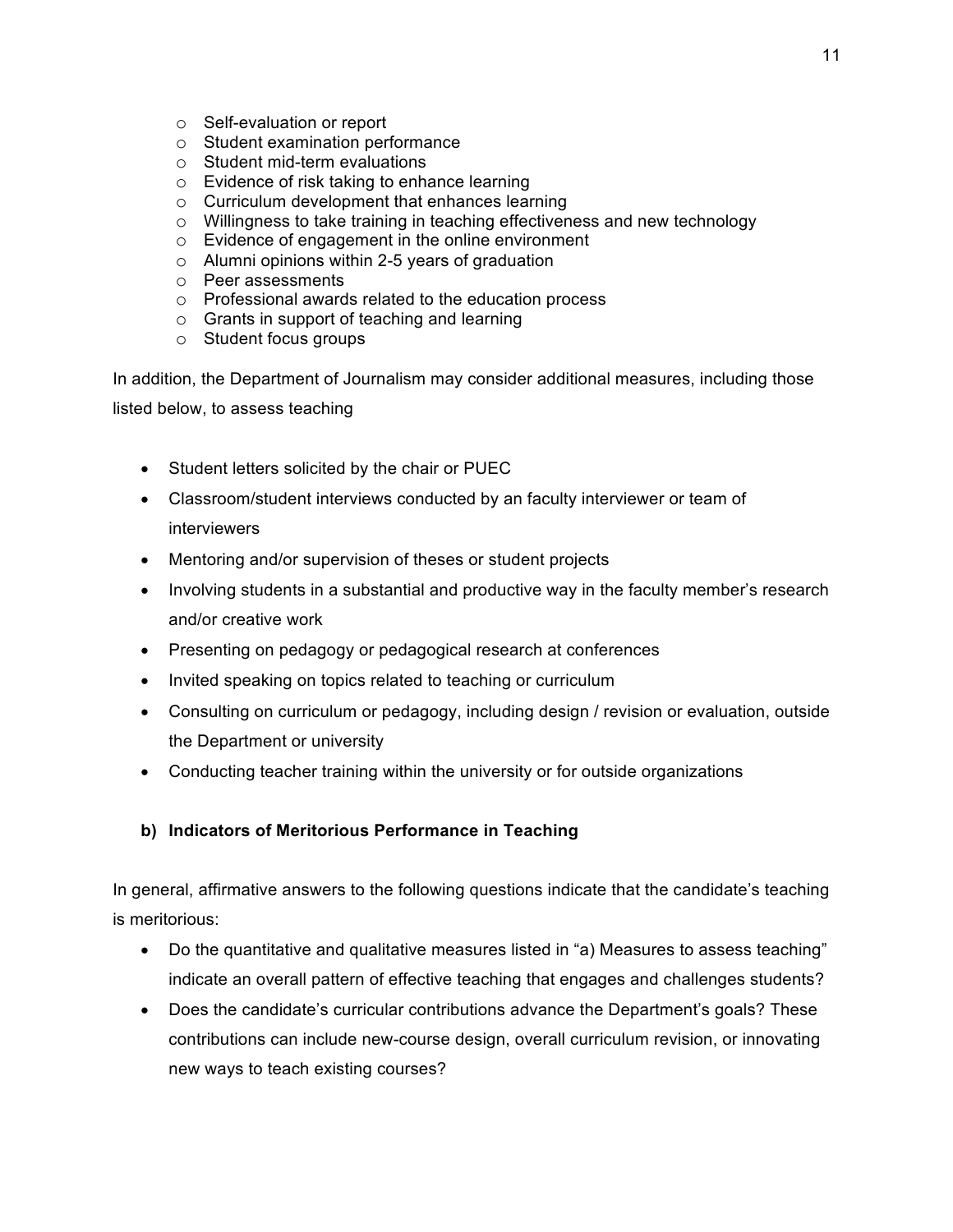- Self-evaluation or report
- Student examination performance
- Student mid-term evaluations
- Evidence of risk taking to enhance learning
- Curriculum development that enhances learning
- Willingness to take training in teaching effectiveness and new technology
- Evidence of engagement in the online environment
- Alumni opinions within 2-5 years of graduation
- Peer assessments
- Professional awards related to the education process
- Grants in support of teaching and learning
- Student focus groups

In addition, the Department of Journalism may consider additional measures, including those listed below, to assess teaching

- Student letters solicited by the chair or PUEC
- Classroom/student interviews conducted by an faculty interviewer or team of interviewers
- Mentoring and/or supervision of theses or student projects
- Involving students in a substantial and productive way in the faculty member's research and/or creative work
- Presenting on pedagogy or pedagogical research at conferences
- Invited speaking on topics related to teaching or curriculum
- Consulting on curriculum or pedagogy, including design / revision or evaluation, outside the Department or university
- Conducting teacher training within the university or for outside organizations

**b) Indicators of Meritorious Performance in Teaching**

In general, affirmative answers to the following questions indicate that the candidate's teaching is meritorious:

- Do the quantitative and qualitative measures listed in "a) Measures to assess teaching" indicate an overall pattern of effective teaching that engages and challenges students?
- Does the candidate's curricular contributions advance the Department's goals? These contributions can include new-course design, overall curriculum revision, or innovating new ways to teach existing courses?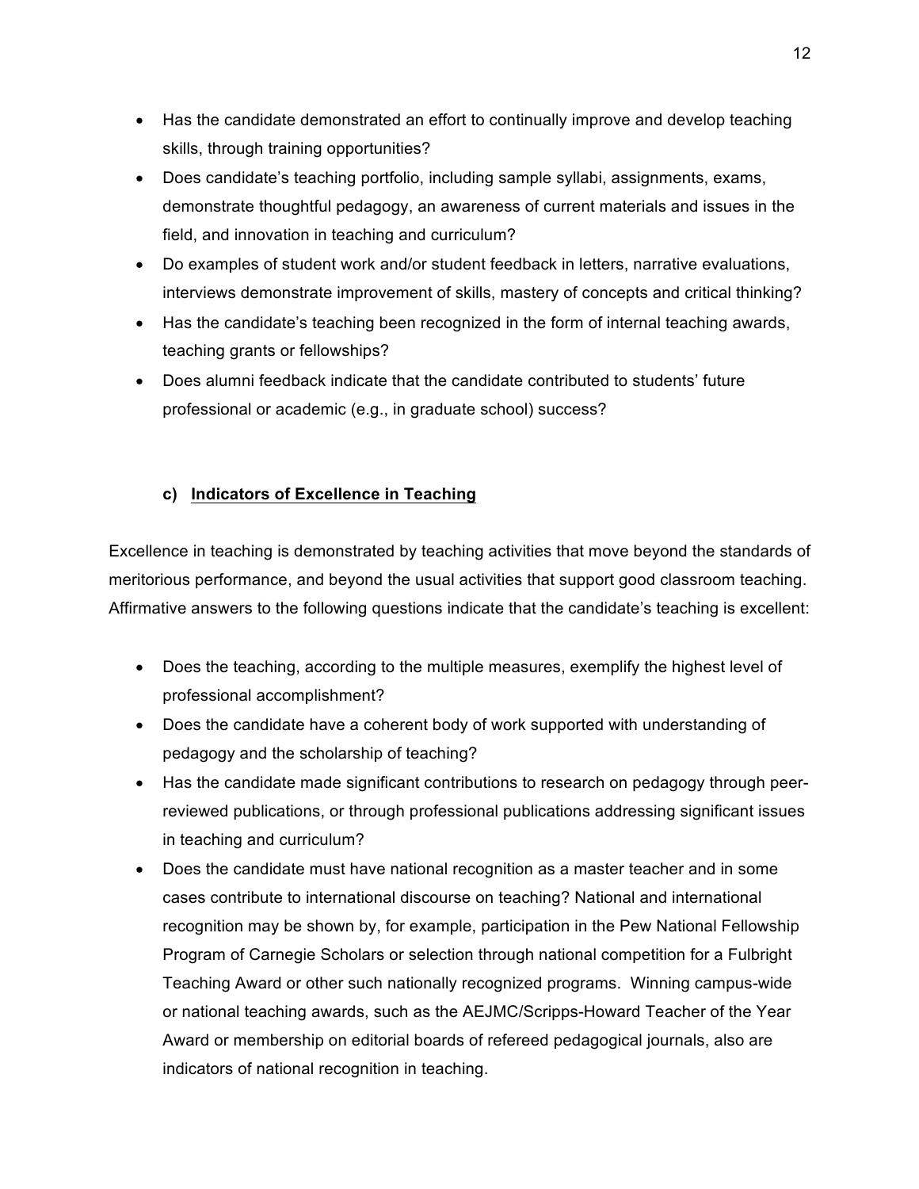- Has the candidate demonstrated an effort to continually improve and develop teaching skills, through training opportunities?
- Does candidate's teaching portfolio, including sample syllabi, assignments, exams, demonstrate thoughtful pedagogy, an awareness of current materials and issues in the field, and innovation in teaching and curriculum?
- Do examples of student work and/or student feedback in letters, narrative evaluations, interviews demonstrate improvement of skills, mastery of concepts and critical thinking?
- Has the candidate's teaching been recognized in the form of internal teaching awards, teaching grants or fellowships?
- Does alumni feedback indicate that the candidate contributed to students' future professional or academic (e.g., in graduate school) success?

### c) <u>Indicators of Excellence in Teaching</u>

Excellence in teaching is demonstrated by teaching activities that move beyond the standards of meritorious performance, and beyond the usual activities that support good classroom teaching. Affirmative answers to the following questions indicate that the candidate's teaching is excellent:

- Does the teaching, according to the multiple measures, exemplify the highest level of professional accomplishment?
- Does the candidate have a coherent body of work supported with understanding of pedagogy and the scholarship of teaching?
- Has the candidate made significant contributions to research on pedagogy through peer-reviewed publications, or through professional publications addressing significant issues in teaching and curriculum?
- Does the candidate must have national recognition as a master teacher and in some cases contribute to international discourse on teaching? National and international recognition may be shown by, for example, participation in the Pew National Fellowship Program of Carnegie Scholars or selection through national competition for a Fulbright Teaching Award or other such nationally recognized programs. Winning campus-wide or national teaching awards, such as the AEJMC/Scripps-Howard Teacher of the Year Award or membership on editorial boards of refereed pedagogical journals, also are indicators of national recognition in teaching.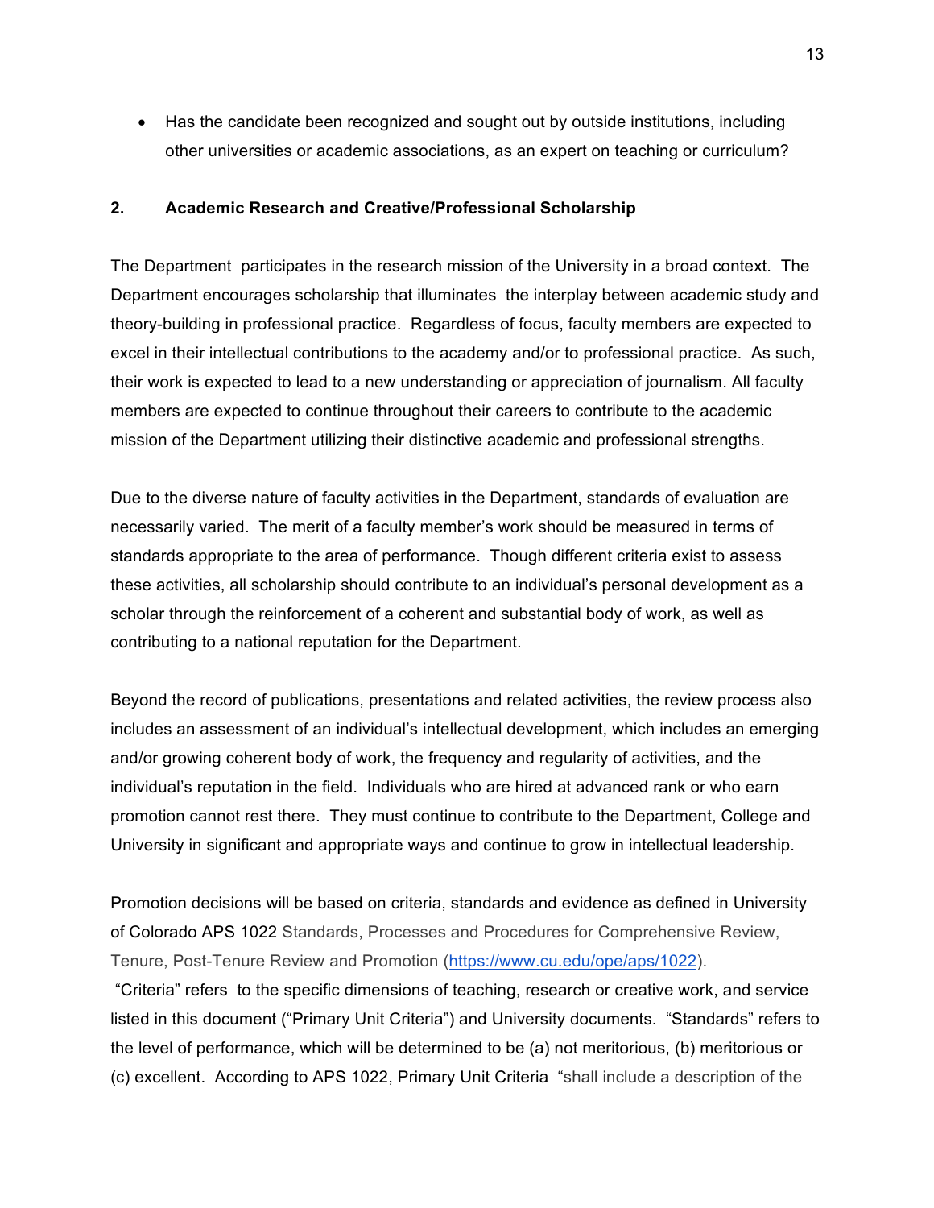- Has the candidate been recognized and sought out by outside institutions, including other universities or academic associations, as an expert on teaching or curriculum?

## 2. Academic Research and Creative/Professional Scholarship

The Department participates in the research mission of the University in a broad context. The Department encourages scholarship that illuminates the interplay between academic study and theory-building in professional practice. Regardless of focus, faculty members are expected to excel in their intellectual contributions to the academy and/or to professional practice. As such, their work is expected to lead to a new understanding or appreciation of journalism. All faculty members are expected to continue throughout their careers to contribute to the academic mission of the Department utilizing their distinctive academic and professional strengths.

Due to the diverse nature of faculty activities in the Department, standards of evaluation are necessarily varied. The merit of a faculty member's work should be measured in terms of standards appropriate to the area of performance. Though different criteria exist to assess these activities, all scholarship should contribute to an individual's personal development as a scholar through the reinforcement of a coherent and substantial body of work, as well as contributing to a national reputation for the Department.

Beyond the record of publications, presentations and related activities, the review process also includes an assessment of an individual's intellectual development, which includes an emerging and/or growing coherent body of work, the frequency and regularity of activities, and the individual's reputation in the field. Individuals who are hired at advanced rank or who earn promotion cannot rest there. They must continue to contribute to the Department, College and University in significant and appropriate ways and continue to grow in intellectual leadership.

Promotion decisions will be based on criteria, standards and evidence as defined in University of Colorado APS 1022 Standards, Processes and Procedures for Comprehensive Review, Tenure, Post-Tenure Review and Promotion (https://www.cu.edu/ope/aps/1022).
"Criteria" refers to the specific dimensions of teaching, research or creative work, and service listed in this document ("Primary Unit Criteria") and University documents. "Standards" refers to the level of performance, which will be determined to be (a) not meritorious, (b) meritorious or (c) excellent. According to APS 1022, Primary Unit Criteria "shall include a description of the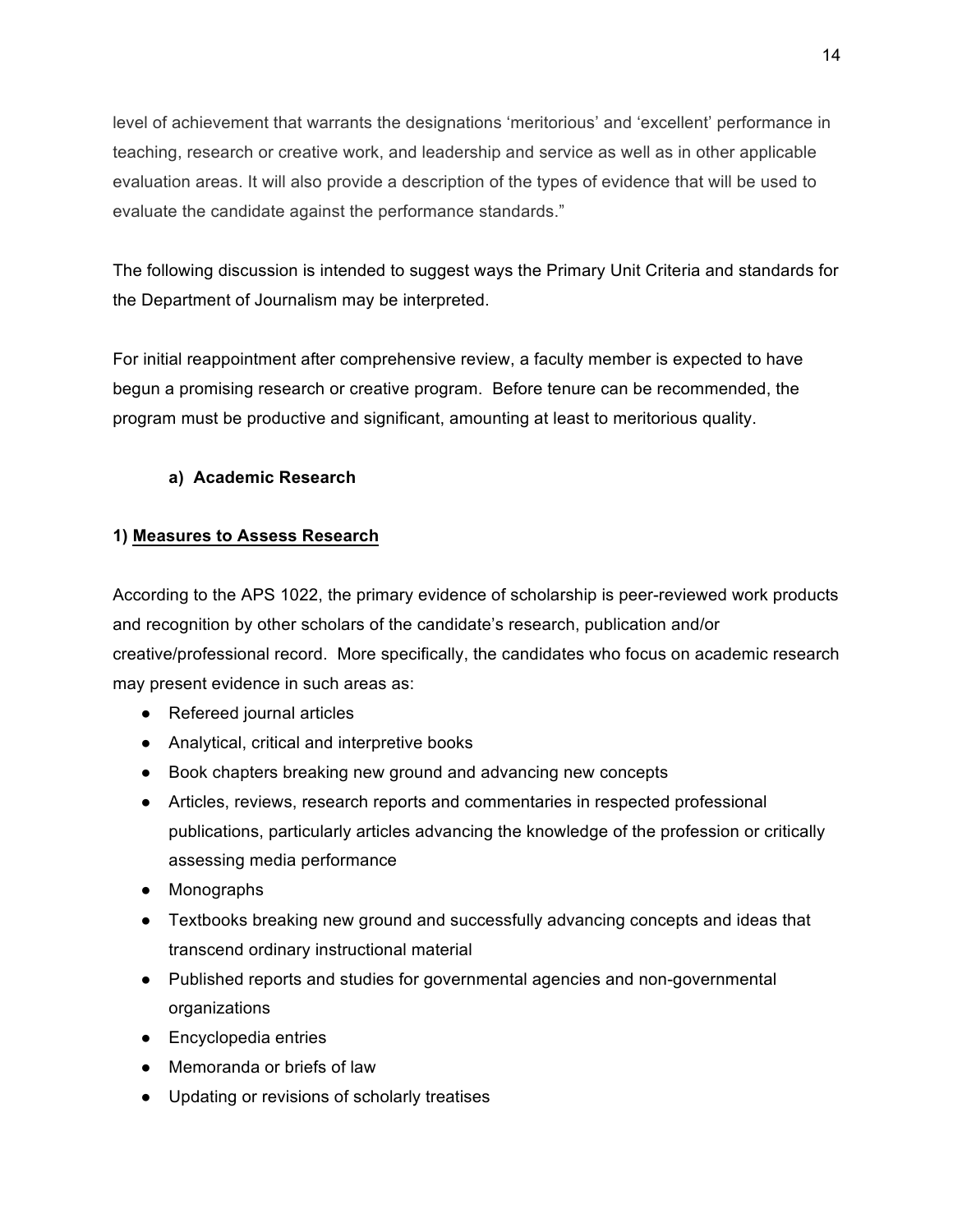level of achievement that warrants the designations 'meritorious' and 'excellent' performance in teaching, research or creative work, and leadership and service as well as in other applicable evaluation areas. It will also provide a description of the types of evidence that will be used to evaluate the candidate against the performance standards."

The following discussion is intended to suggest ways the Primary Unit Criteria and standards for the Department of Journalism may be interpreted.

For initial reappointment after comprehensive review, a faculty member is expected to have begun a promising research or creative program. Before tenure can be recommended, the program must be productive and significant, amounting at least to meritorious quality.

### a) Academic Research

#### 1) Measures to Assess Research

According to the APS 1022, the primary evidence of scholarship is peer-reviewed work products and recognition by other scholars of the candidate's research, publication and/or creative/professional record. More specifically, the candidates who focus on academic research may present evidence in such areas as:

- Refereed journal articles
- Analytical, critical and interpretive books
- Book chapters breaking new ground and advancing new concepts
- Articles, reviews, research reports and commentaries in respected professional publications, particularly articles advancing the knowledge of the profession or critically assessing media performance
- Monographs
- Textbooks breaking new ground and successfully advancing concepts and ideas that transcend ordinary instructional material
- Published reports and studies for governmental agencies and non-governmental organizations
- Encyclopedia entries
- Memoranda or briefs of law
- Updating or revisions of scholarly treatises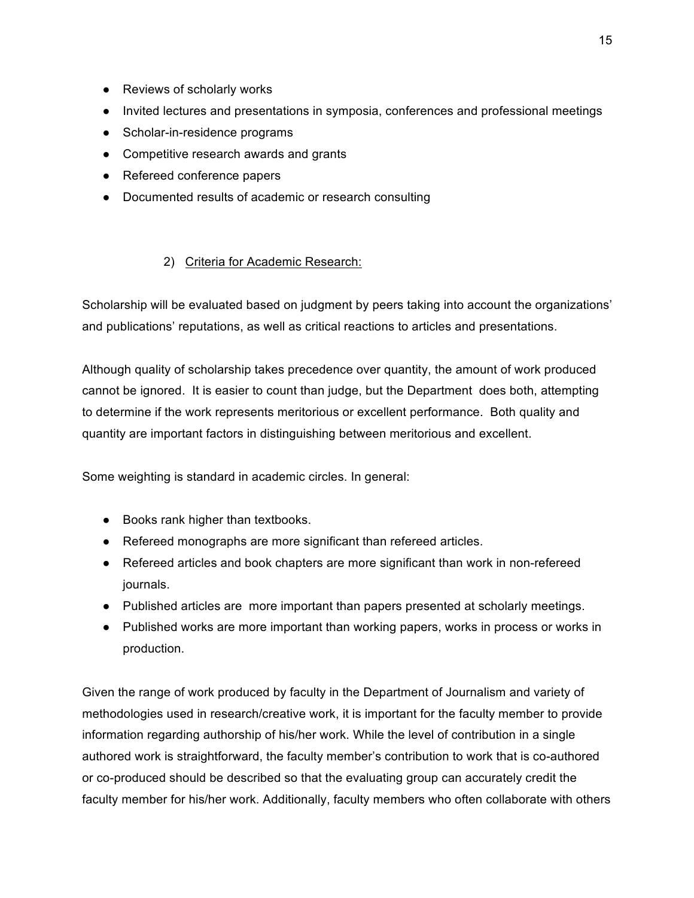- Reviews of scholarly works
- Invited lectures and presentations in symposia, conferences and professional meetings
- Scholar-in-residence programs
- Competitive research awards and grants
- Refereed conference papers
- Documented results of academic or research consulting

2) <u>Criteria for Academic Research:</u>

Scholarship will be evaluated based on judgment by peers taking into account the organizations' and publications' reputations, as well as critical reactions to articles and presentations.

Although quality of scholarship takes precedence over quantity, the amount of work produced cannot be ignored. It is easier to count than judge, but the Department does both, attempting to determine if the work represents meritorious or excellent performance. Both quality and quantity are important factors in distinguishing between meritorious and excellent.

Some weighting is standard in academic circles. In general:

- Books rank higher than textbooks.
- Refereed monographs are more significant than refereed articles.
- Refereed articles and book chapters are more significant than work in non-refereed journals.
- Published articles are more important than papers presented at scholarly meetings.
- Published works are more important than working papers, works in process or works in production.

Given the range of work produced by faculty in the Department of Journalism and variety of methodologies used in research/creative work, it is important for the faculty member to provide information regarding authorship of his/her work. While the level of contribution in a single authored work is straightforward, the faculty member's contribution to work that is co-authored or co-produced should be described so that the evaluating group can accurately credit the faculty member for his/her work. Additionally, faculty members who often collaborate with others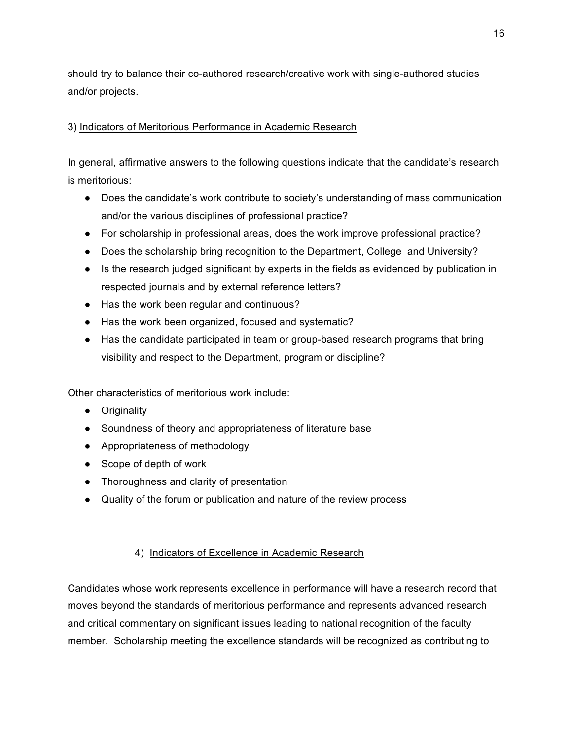should try to balance their co-authored research/creative work with single-authored studies and/or projects.

3) <u>Indicators of Meritorious Performance in Academic Research</u>

In general, affirmative answers to the following questions indicate that the candidate's research is meritorious:

- Does the candidate's work contribute to society's understanding of mass communication and/or the various disciplines of professional practice?
- For scholarship in professional areas, does the work improve professional practice?
- Does the scholarship bring recognition to the Department, College and University?
- Is the research judged significant by experts in the fields as evidenced by publication in respected journals and by external reference letters?
- Has the work been regular and continuous?
- Has the work been organized, focused and systematic?
- Has the candidate participated in team or group-based research programs that bring visibility and respect to the Department, program or discipline?

Other characteristics of meritorious work include:

- Originality
- Soundness of theory and appropriateness of literature base
- Appropriateness of methodology
- Scope of depth of work
- Thoroughness and clarity of presentation
- Quality of the forum or publication and nature of the review process

4) <u>Indicators of Excellence in Academic Research</u>

Candidates whose work represents excellence in performance will have a research record that moves beyond the standards of meritorious performance and represents advanced research and critical commentary on significant issues leading to national recognition of the faculty member. Scholarship meeting the excellence standards will be recognized as contributing to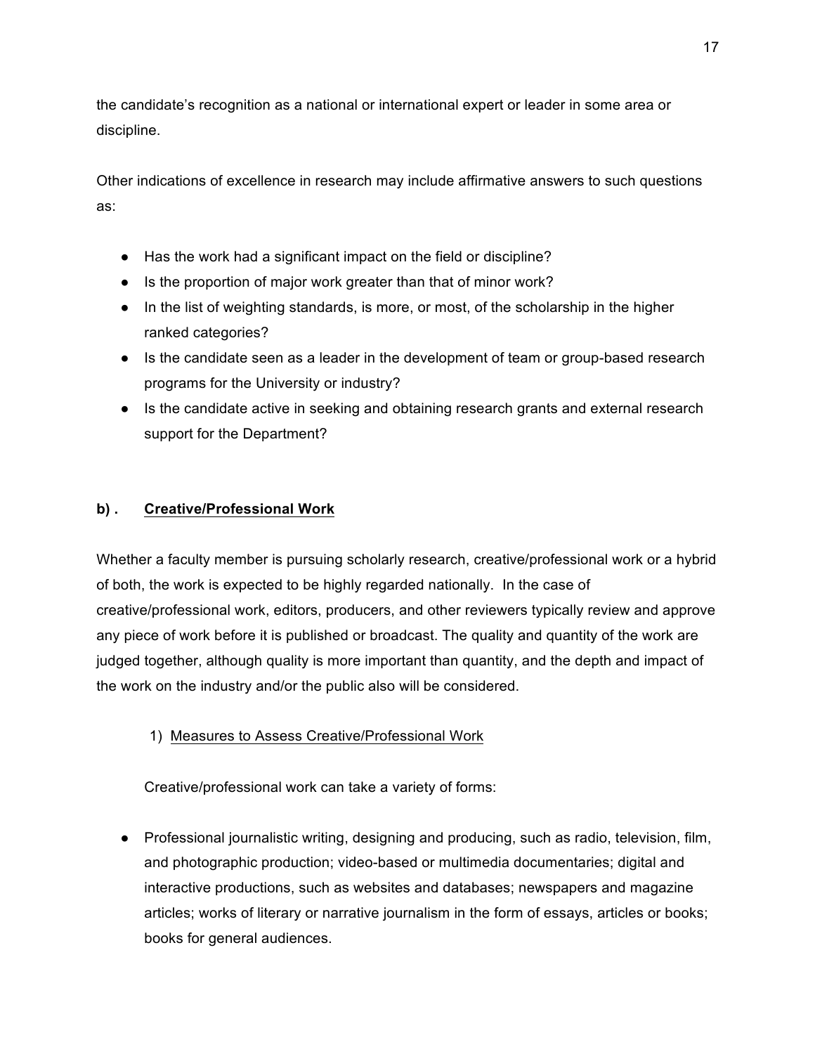the candidate's recognition as a national or international expert or leader in some area or discipline.

Other indications of excellence in research may include affirmative answers to such questions as:

- Has the work had a significant impact on the field or discipline?
- Is the proportion of major work greater than that of minor work?
- In the list of weighting standards, is more, or most, of the scholarship in the higher ranked categories?
- Is the candidate seen as a leader in the development of team or group-based research programs for the University or industry?
- Is the candidate active in seeking and obtaining research grants and external research support for the Department?

**b) .** <u>**Creative/Professional Work**</u>

Whether a faculty member is pursuing scholarly research, creative/professional work or a hybrid of both, the work is expected to be highly regarded nationally. In the case of creative/professional work, editors, producers, and other reviewers typically review and approve any piece of work before it is published or broadcast. The quality and quantity of the work are judged together, although quality is more important than quantity, and the depth and impact of the work on the industry and/or the public also will be considered.

1) <u>Measures to Assess Creative/Professional Work</u>

Creative/professional work can take a variety of forms:

- Professional journalistic writing, designing and producing, such as radio, television, film, and photographic production; video-based or multimedia documentaries; digital and interactive productions, such as websites and databases; newspapers and magazine articles; works of literary or narrative journalism in the form of essays, articles or books; books for general audiences.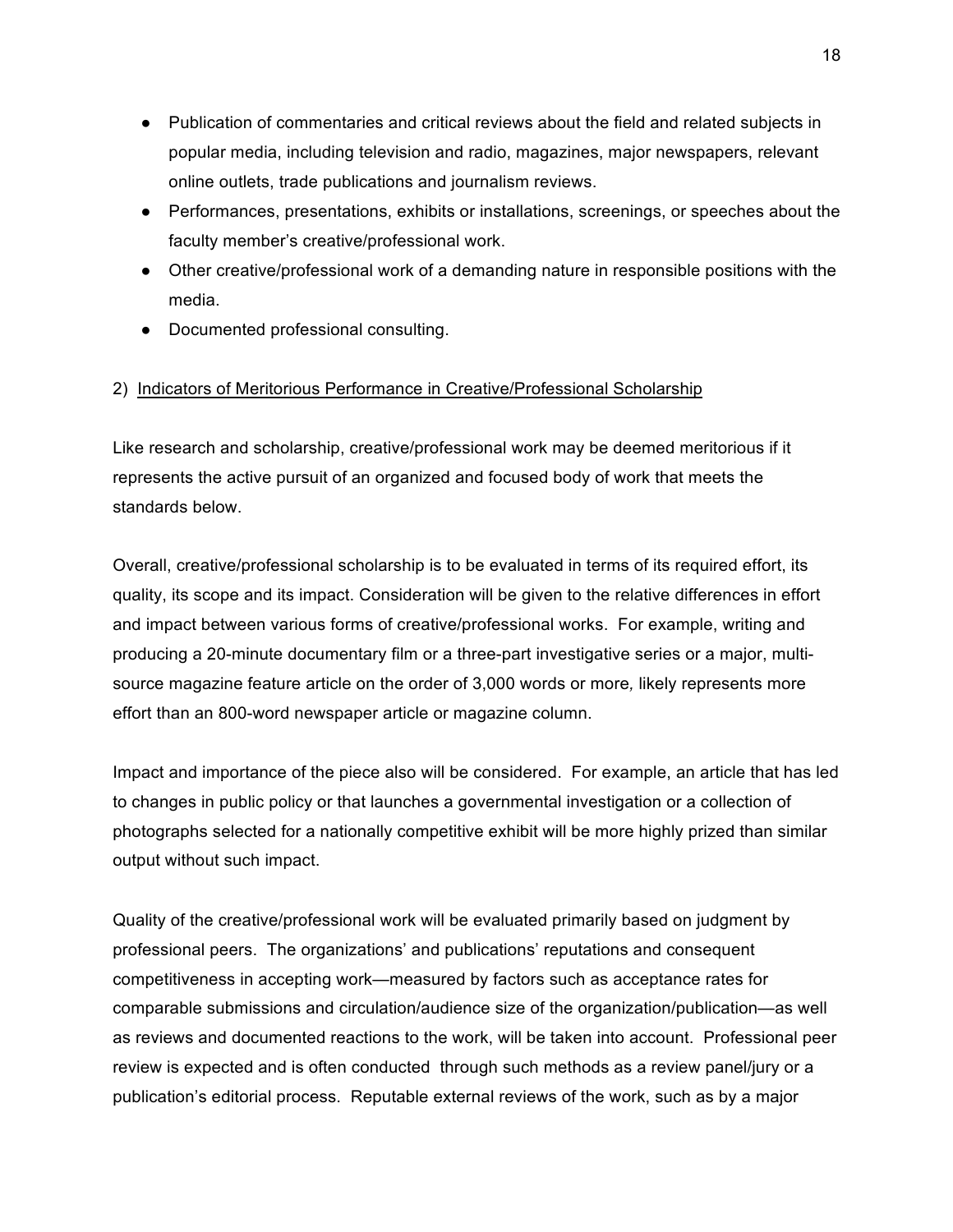- Publication of commentaries and critical reviews about the field and related subjects in popular media, including television and radio, magazines, major newspapers, relevant online outlets, trade publications and journalism reviews.
- Performances, presentations, exhibits or installations, screenings, or speeches about the faculty member's creative/professional work.
- Other creative/professional work of a demanding nature in responsible positions with the media.
- Documented professional consulting.

2) <u>Indicators of Meritorious Performance in Creative/Professional Scholarship</u>

Like research and scholarship, creative/professional work may be deemed meritorious if it represents the active pursuit of an organized and focused body of work that meets the standards below.

Overall, creative/professional scholarship is to be evaluated in terms of its required effort, its quality, its scope and its impact. Consideration will be given to the relative differences in effort and impact between various forms of creative/professional works. For example, writing and producing a 20-minute documentary film or a three-part investigative series or a major, multi-source magazine feature article on the order of 3,000 words or more*,* likely represents more effort than an 800-word newspaper article or magazine column.

Impact and importance of the piece also will be considered. For example, an article that has led to changes in public policy or that launches a governmental investigation or a collection of photographs selected for a nationally competitive exhibit will be more highly prized than similar output without such impact.

Quality of the creative/professional work will be evaluated primarily based on judgment by professional peers. The organizations' and publications' reputations and consequent competitiveness in accepting work—measured by factors such as acceptance rates for comparable submissions and circulation/audience size of the organization/publication—as well as reviews and documented reactions to the work, will be taken into account. Professional peer review is expected and is often conducted through such methods as a review panel/jury or a publication's editorial process. Reputable external reviews of the work, such as by a major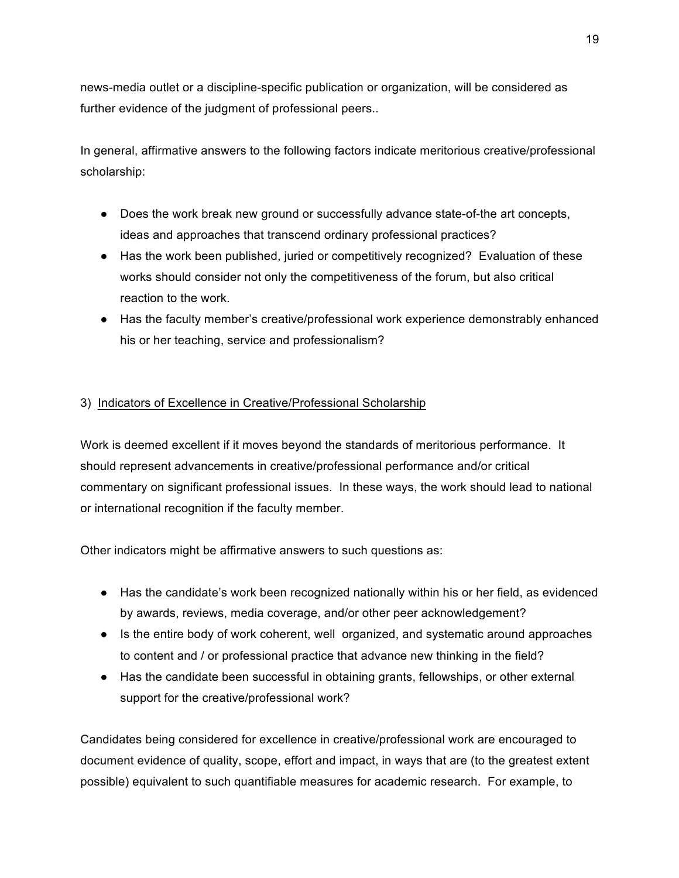news-media outlet or a discipline-specific publication or organization, will be considered as further evidence of the judgment of professional peers..

In general, affirmative answers to the following factors indicate meritorious creative/professional scholarship:

- Does the work break new ground or successfully advance state-of-the art concepts, ideas and approaches that transcend ordinary professional practices?
- Has the work been published, juried or competitively recognized? Evaluation of these works should consider not only the competitiveness of the forum, but also critical reaction to the work.
- Has the faculty member's creative/professional work experience demonstrably enhanced his or her teaching, service and professionalism?

3) <u>Indicators of Excellence in Creative/Professional Scholarship</u>

Work is deemed excellent if it moves beyond the standards of meritorious performance. It should represent advancements in creative/professional performance and/or critical commentary on significant professional issues. In these ways, the work should lead to national or international recognition if the faculty member.

Other indicators might be affirmative answers to such questions as:

- Has the candidate's work been recognized nationally within his or her field, as evidenced by awards, reviews, media coverage, and/or other peer acknowledgement?
- Is the entire body of work coherent, well organized, and systematic around approaches to content and / or professional practice that advance new thinking in the field?
- Has the candidate been successful in obtaining grants, fellowships, or other external support for the creative/professional work?

Candidates being considered for excellence in creative/professional work are encouraged to document evidence of quality, scope, effort and impact, in ways that are (to the greatest extent possible) equivalent to such quantifiable measures for academic research. For example, to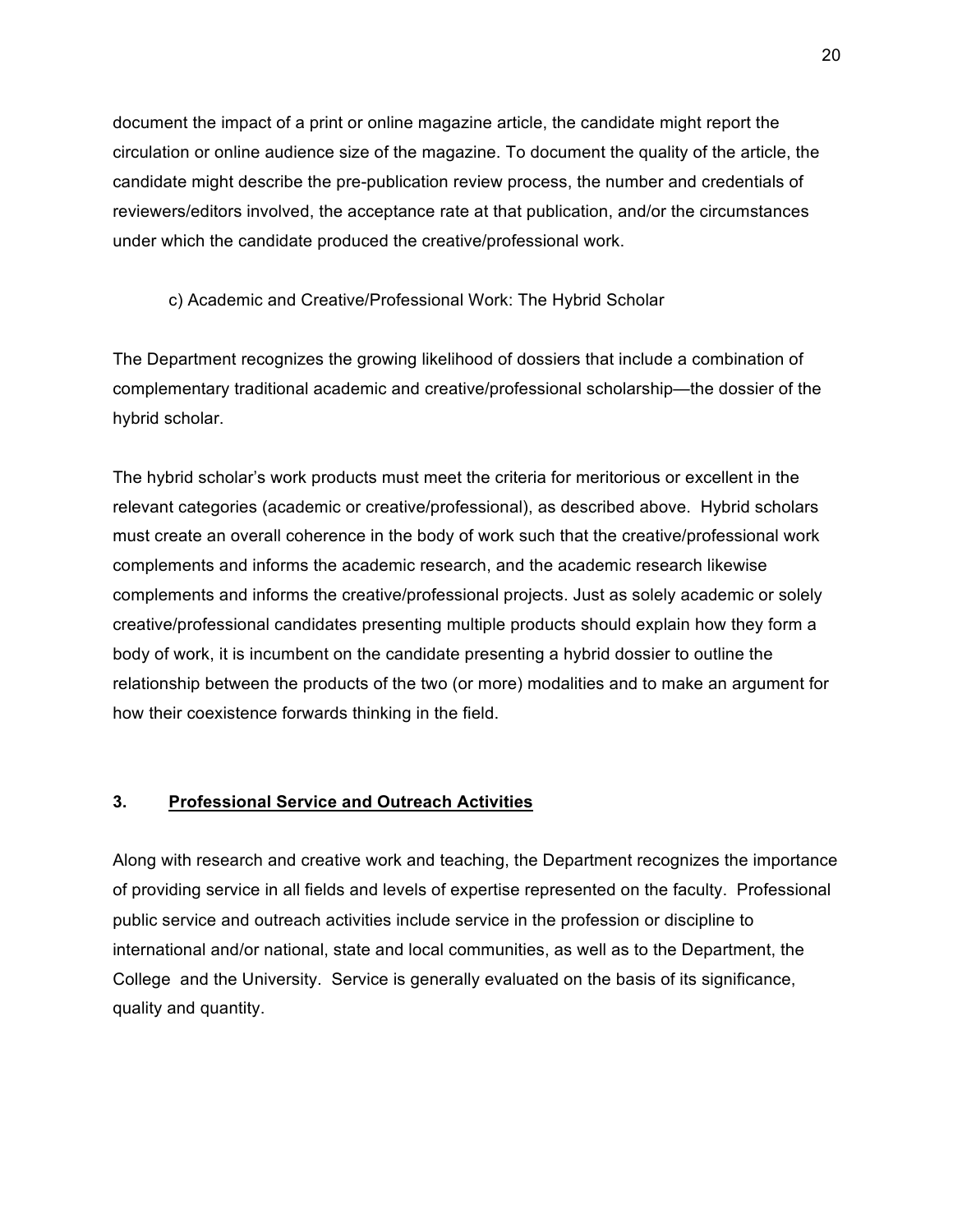document the impact of a print or online magazine article, the candidate might report the circulation or online audience size of the magazine. To document the quality of the article, the candidate might describe the pre-publication review process, the number and credentials of reviewers/editors involved, the acceptance rate at that publication, and/or the circumstances under which the candidate produced the creative/professional work.

c) Academic and Creative/Professional Work: The Hybrid Scholar

The Department recognizes the growing likelihood of dossiers that include a combination of complementary traditional academic and creative/professional scholarship—the dossier of the hybrid scholar.

The hybrid scholar's work products must meet the criteria for meritorious or excellent in the relevant categories (academic or creative/professional), as described above. Hybrid scholars must create an overall coherence in the body of work such that the creative/professional work complements and informs the academic research, and the academic research likewise complements and informs the creative/professional projects. Just as solely academic or solely creative/professional candidates presenting multiple products should explain how they form a body of work, it is incumbent on the candidate presenting a hybrid dossier to outline the relationship between the products of the two (or more) modalities and to make an argument for how their coexistence forwards thinking in the field.

### 3. <u>Professional Service and Outreach Activities</u>

Along with research and creative work and teaching, the Department recognizes the importance of providing service in all fields and levels of expertise represented on the faculty. Professional public service and outreach activities include service in the profession or discipline to international and/or national, state and local communities, as well as to the Department, the College and the University. Service is generally evaluated on the basis of its significance, quality and quantity.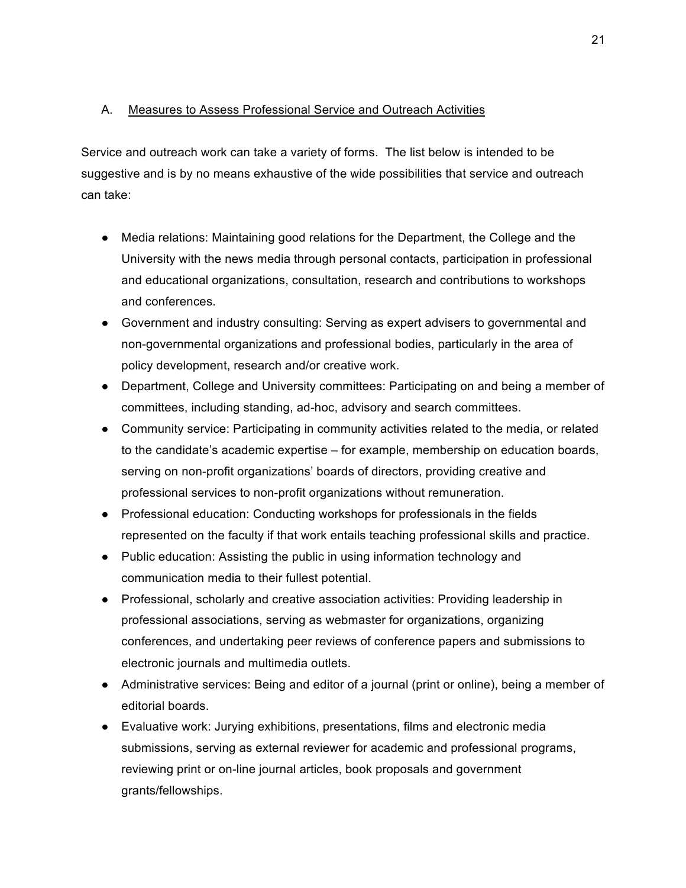## A. Measures to Assess Professional Service and Outreach Activities

Service and outreach work can take a variety of forms. The list below is intended to be suggestive and is by no means exhaustive of the wide possibilities that service and outreach can take:

- Media relations: Maintaining good relations for the Department, the College and the University with the news media through personal contacts, participation in professional and educational organizations, consultation, research and contributions to workshops and conferences.
- Government and industry consulting: Serving as expert advisers to governmental and non-governmental organizations and professional bodies, particularly in the area of policy development, research and/or creative work.
- Department, College and University committees: Participating on and being a member of committees, including standing, ad-hoc, advisory and search committees.
- Community service: Participating in community activities related to the media, or related to the candidate's academic expertise – for example, membership on education boards, serving on non-profit organizations' boards of directors, providing creative and professional services to non-profit organizations without remuneration.
- Professional education: Conducting workshops for professionals in the fields represented on the faculty if that work entails teaching professional skills and practice.
- Public education: Assisting the public in using information technology and communication media to their fullest potential.
- Professional, scholarly and creative association activities: Providing leadership in professional associations, serving as webmaster for organizations, organizing conferences, and undertaking peer reviews of conference papers and submissions to electronic journals and multimedia outlets.
- Administrative services: Being and editor of a journal (print or online), being a member of editorial boards.
- Evaluative work: Jurying exhibitions, presentations, films and electronic media submissions, serving as external reviewer for academic and professional programs, reviewing print or on-line journal articles, book proposals and government grants/fellowships.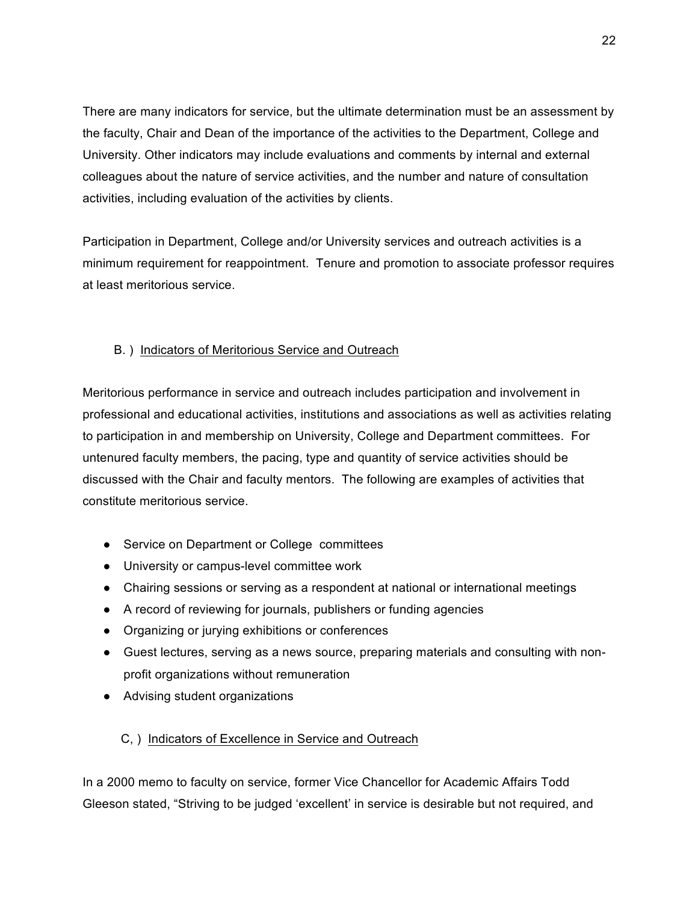There are many indicators for service, but the ultimate determination must be an assessment by the faculty, Chair and Dean of the importance of the activities to the Department, College and University. Other indicators may include evaluations and comments by internal and external colleagues about the nature of service activities, and the number and nature of consultation activities, including evaluation of the activities by clients.

Participation in Department, College and/or University services and outreach activities is a minimum requirement for reappointment. Tenure and promotion to associate professor requires at least meritorious service.

### B. ) Indicators of Meritorious Service and Outreach

Meritorious performance in service and outreach includes participation and involvement in professional and educational activities, institutions and associations as well as activities relating to participation in and membership on University, College and Department committees. For untenured faculty members, the pacing, type and quantity of service activities should be discussed with the Chair and faculty mentors. The following are examples of activities that constitute meritorious service.

- Service on Department or College committees
- University or campus-level committee work
- Chairing sessions or serving as a respondent at national or international meetings
- A record of reviewing for journals, publishers or funding agencies
- Organizing or jurying exhibitions or conferences
- Guest lectures, serving as a news source, preparing materials and consulting with non-profit organizations without remuneration
- Advising student organizations

### C, ) Indicators of Excellence in Service and Outreach

In a 2000 memo to faculty on service, former Vice Chancellor for Academic Affairs Todd Gleeson stated, "Striving to be judged 'excellent' in service is desirable but not required, and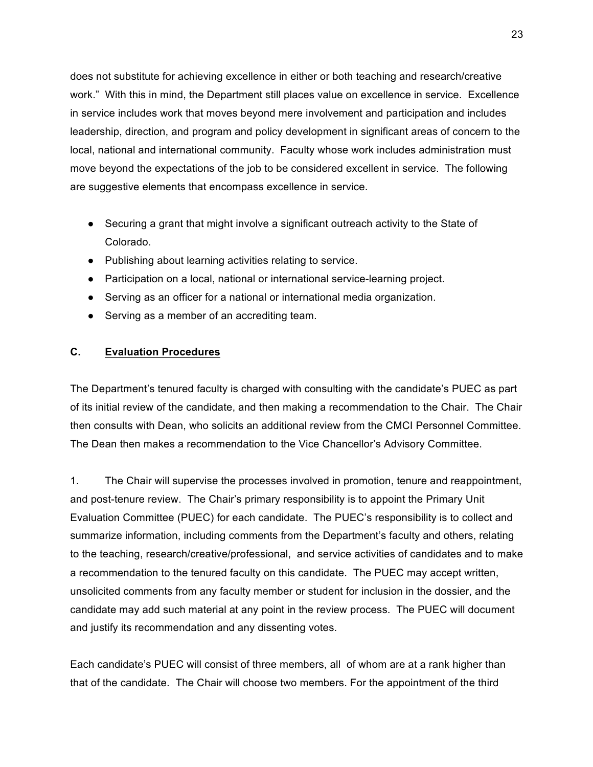does not substitute for achieving excellence in either or both teaching and research/creative work." With this in mind, the Department still places value on excellence in service. Excellence in service includes work that moves beyond mere involvement and participation and includes leadership, direction, and program and policy development in significant areas of concern to the local, national and international community. Faculty whose work includes administration must move beyond the expectations of the job to be considered excellent in service. The following are suggestive elements that encompass excellence in service.

- Securing a grant that might involve a significant outreach activity to the State of Colorado.
- Publishing about learning activities relating to service.
- Participation on a local, national or international service-learning project.
- Serving as an officer for a national or international media organization.
- Serving as a member of an accrediting team.

### C. Evaluation Procedures

The Department's tenured faculty is charged with consulting with the candidate's PUEC as part of its initial review of the candidate, and then making a recommendation to the Chair. The Chair then consults with Dean, who solicits an additional review from the CMCI Personnel Committee. The Dean then makes a recommendation to the Vice Chancellor's Advisory Committee.

1. The Chair will supervise the processes involved in promotion, tenure and reappointment, and post-tenure review. The Chair's primary responsibility is to appoint the Primary Unit Evaluation Committee (PUEC) for each candidate. The PUEC's responsibility is to collect and summarize information, including comments from the Department's faculty and others, relating to the teaching, research/creative/professional, and service activities of candidates and to make a recommendation to the tenured faculty on this candidate. The PUEC may accept written, unsolicited comments from any faculty member or student for inclusion in the dossier, and the candidate may add such material at any point in the review process. The PUEC will document and justify its recommendation and any dissenting votes.

Each candidate's PUEC will consist of three members, all of whom are at a rank higher than that of the candidate. The Chair will choose two members. For the appointment of the third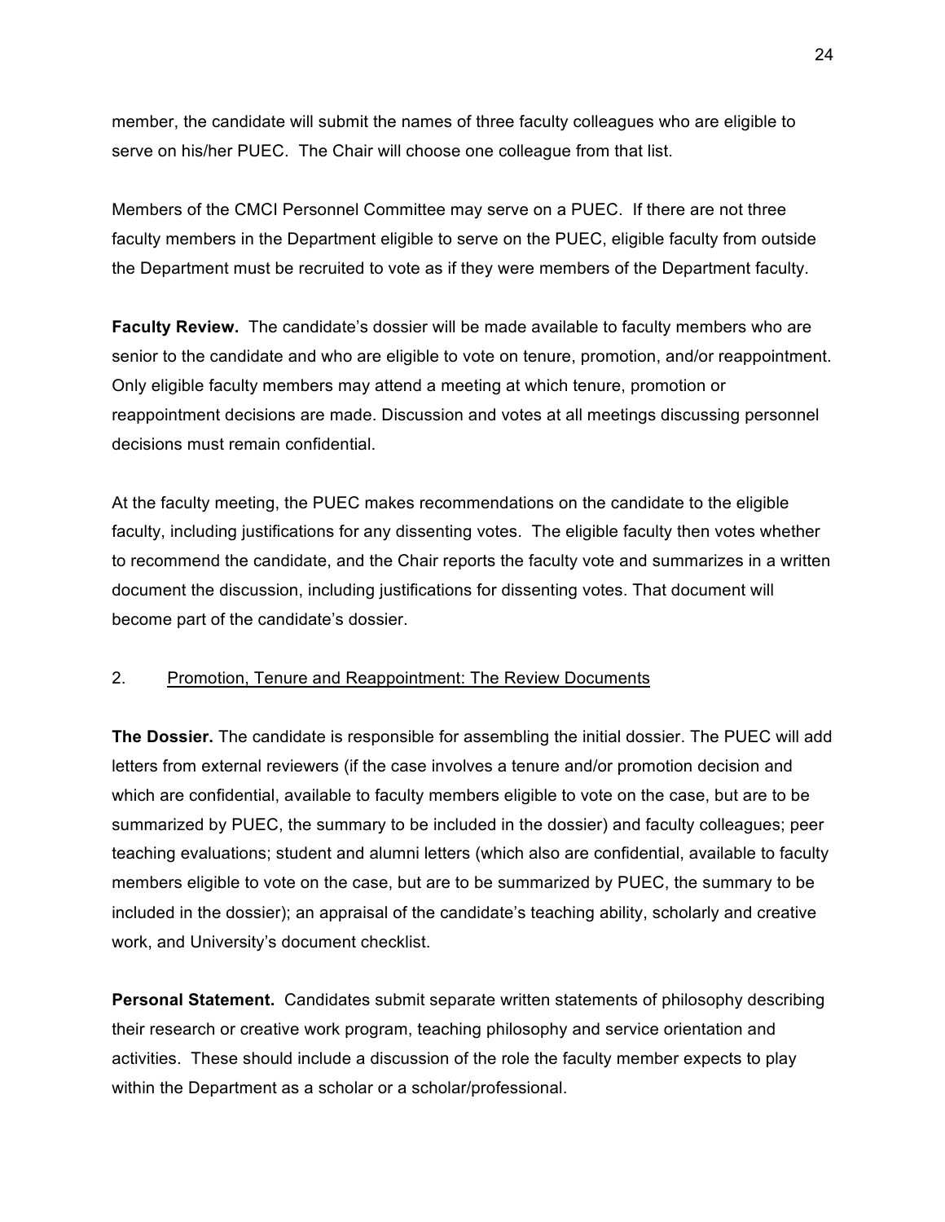member, the candidate will submit the names of three faculty colleagues who are eligible to serve on his/her PUEC. The Chair will choose one colleague from that list.

Members of the CMCI Personnel Committee may serve on a PUEC. If there are not three faculty members in the Department eligible to serve on the PUEC, eligible faculty from outside the Department must be recruited to vote as if they were members of the Department faculty.

**Faculty Review.** The candidate's dossier will be made available to faculty members who are senior to the candidate and who are eligible to vote on tenure, promotion, and/or reappointment. Only eligible faculty members may attend a meeting at which tenure, promotion or reappointment decisions are made. Discussion and votes at all meetings discussing personnel decisions must remain confidential.

At the faculty meeting, the PUEC makes recommendations on the candidate to the eligible faculty, including justifications for any dissenting votes. The eligible faculty then votes whether to recommend the candidate, and the Chair reports the faculty vote and summarizes in a written document the discussion, including justifications for dissenting votes. That document will become part of the candidate's dossier.

2. <u>Promotion, Tenure and Reappointment: The Review Documents</u>

**The Dossier.** The candidate is responsible for assembling the initial dossier. The PUEC will add letters from external reviewers (if the case involves a tenure and/or promotion decision and which are confidential, available to faculty members eligible to vote on the case, but are to be summarized by PUEC, the summary to be included in the dossier) and faculty colleagues; peer teaching evaluations; student and alumni letters (which also are confidential, available to faculty members eligible to vote on the case, but are to be summarized by PUEC, the summary to be included in the dossier); an appraisal of the candidate's teaching ability, scholarly and creative work, and University's document checklist.

**Personal Statement.** Candidates submit separate written statements of philosophy describing their research or creative work program, teaching philosophy and service orientation and activities. These should include a discussion of the role the faculty member expects to play within the Department as a scholar or a scholar/professional.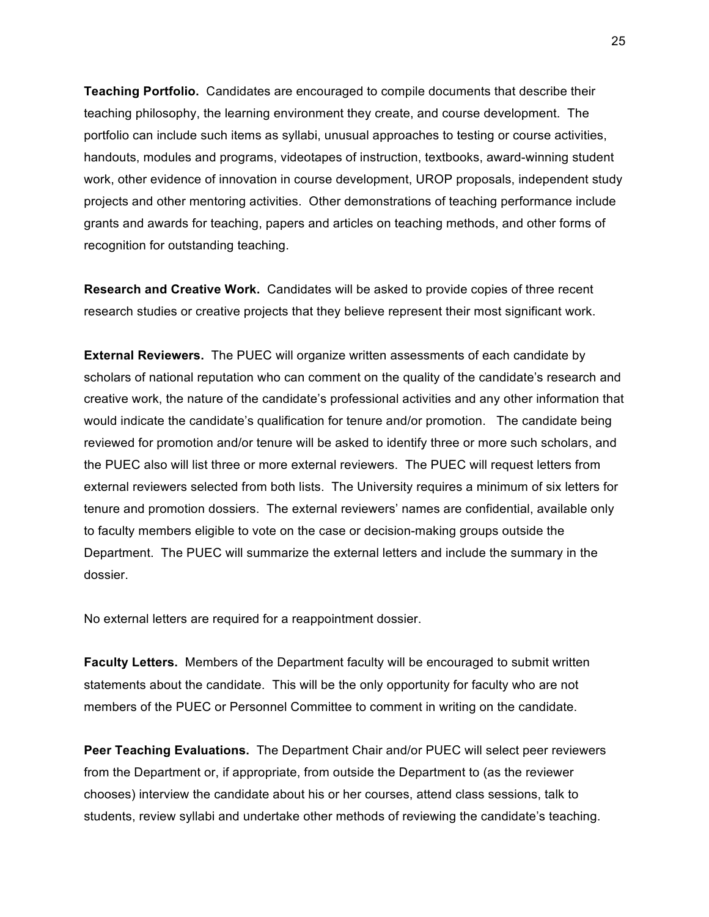**Teaching Portfolio.** Candidates are encouraged to compile documents that describe their teaching philosophy, the learning environment they create, and course development. The portfolio can include such items as syllabi, unusual approaches to testing or course activities, handouts, modules and programs, videotapes of instruction, textbooks, award-winning student work, other evidence of innovation in course development, UROP proposals, independent study projects and other mentoring activities. Other demonstrations of teaching performance include grants and awards for teaching, papers and articles on teaching methods, and other forms of recognition for outstanding teaching.

**Research and Creative Work.** Candidates will be asked to provide copies of three recent research studies or creative projects that they believe represent their most significant work.

**External Reviewers.** The PUEC will organize written assessments of each candidate by scholars of national reputation who can comment on the quality of the candidate's research and creative work, the nature of the candidate's professional activities and any other information that would indicate the candidate's qualification for tenure and/or promotion. The candidate being reviewed for promotion and/or tenure will be asked to identify three or more such scholars, and the PUEC also will list three or more external reviewers. The PUEC will request letters from external reviewers selected from both lists. The University requires a minimum of six letters for tenure and promotion dossiers. The external reviewers' names are confidential, available only to faculty members eligible to vote on the case or decision-making groups outside the Department. The PUEC will summarize the external letters and include the summary in the dossier.

No external letters are required for a reappointment dossier.

**Faculty Letters.** Members of the Department faculty will be encouraged to submit written statements about the candidate. This will be the only opportunity for faculty who are not members of the PUEC or Personnel Committee to comment in writing on the candidate.

**Peer Teaching Evaluations.** The Department Chair and/or PUEC will select peer reviewers from the Department or, if appropriate, from outside the Department to (as the reviewer chooses) interview the candidate about his or her courses, attend class sessions, talk to students, review syllabi and undertake other methods of reviewing the candidate's teaching.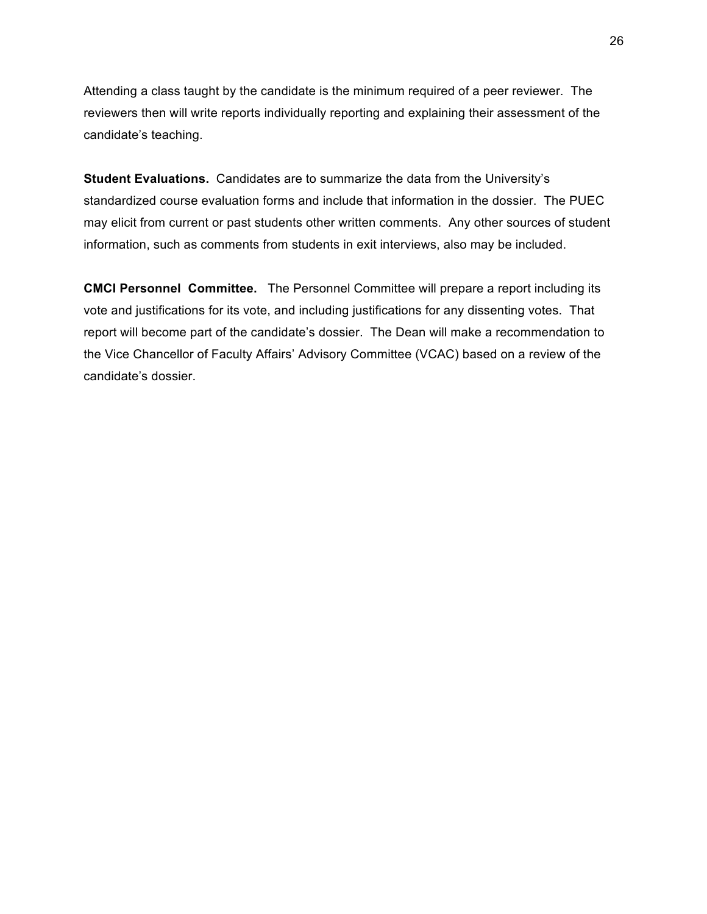Attending a class taught by the candidate is the minimum required of a peer reviewer. The reviewers then will write reports individually reporting and explaining their assessment of the candidate's teaching.

**Student Evaluations.** Candidates are to summarize the data from the University's standardized course evaluation forms and include that information in the dossier. The PUEC may elicit from current or past students other written comments. Any other sources of student information, such as comments from students in exit interviews, also may be included.

**CMCI Personnel Committee.** The Personnel Committee will prepare a report including its vote and justifications for its vote, and including justifications for any dissenting votes. That report will become part of the candidate's dossier. The Dean will make a recommendation to the Vice Chancellor of Faculty Affairs' Advisory Committee (VCAC) based on a review of the candidate's dossier.